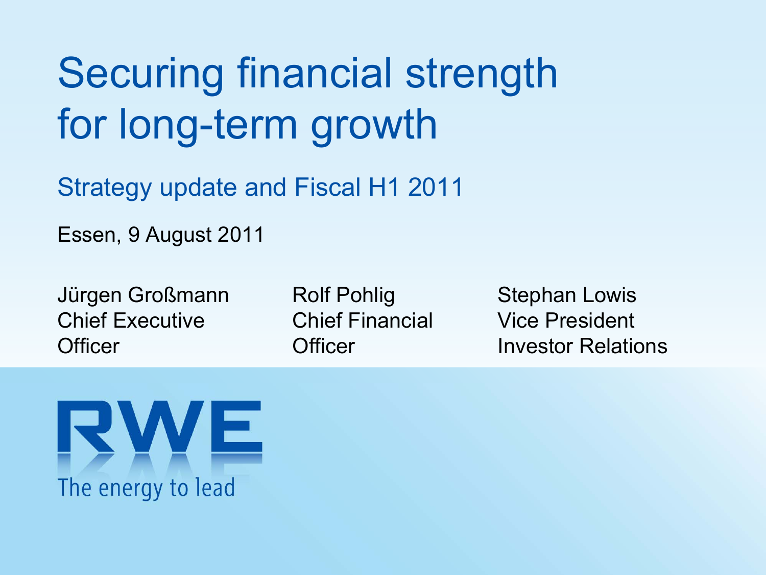# Securing financial strength for long-term growth

## Strategy update and Fiscal H1 2011

Essen, 9 August 2011

Jürgen Großmann
Chief Executive Officer

Rolf Pohlig
Chief Financial Officer

Stephan Lowis
Vice President
Investor Relations

RWE

The energy to lead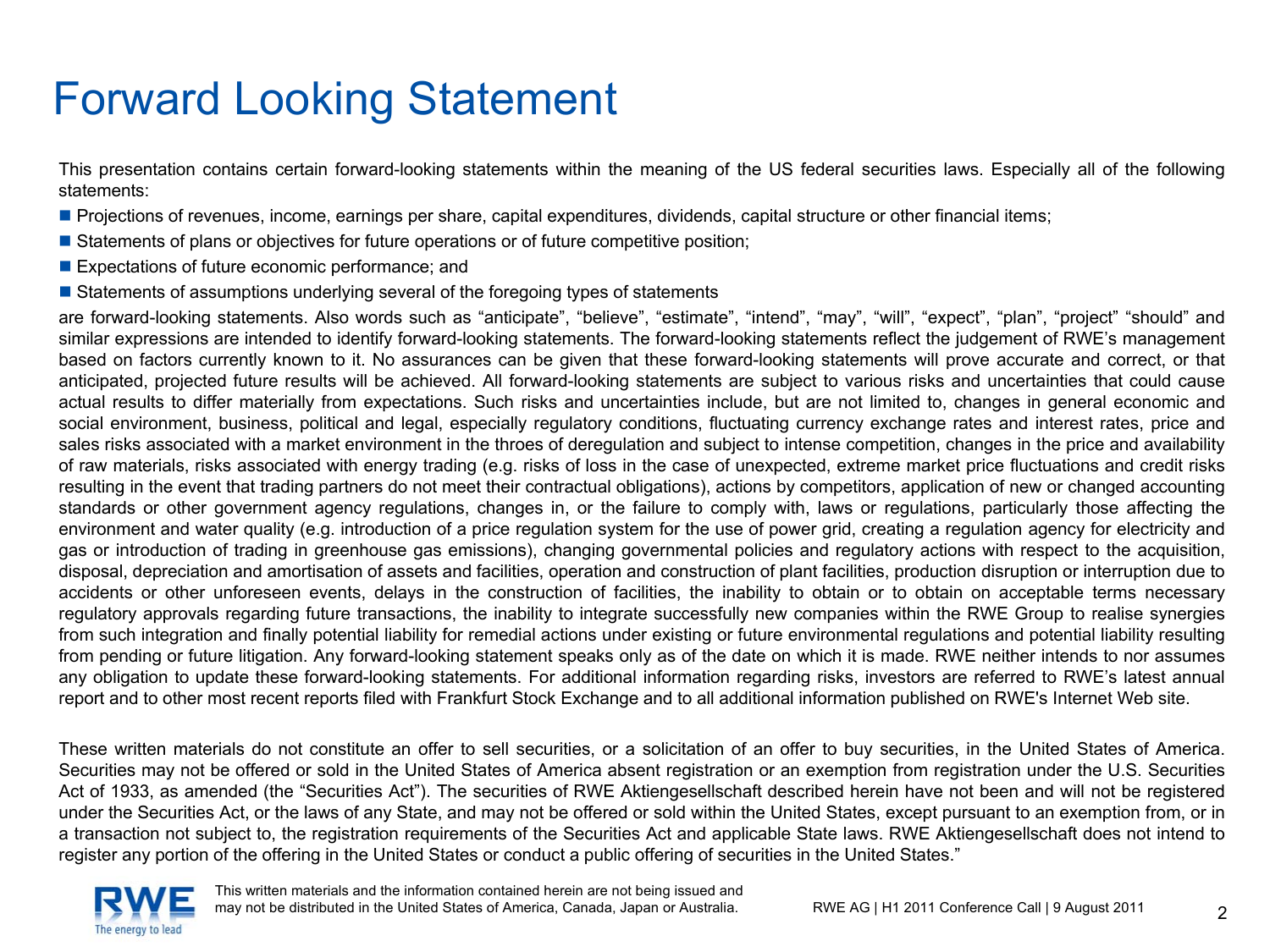# Forward Looking Statement

This presentation contains certain forward-looking statements within the meaning of the US federal securities laws. Especially all of the following statements:

- Projections of revenues, income, earnings per share, capital expenditures, dividends, capital structure or other financial items;
- Statements of plans or objectives for future operations or of future competitive position;
- Expectations of future economic performance; and
- Statements of assumptions underlying several of the foregoing types of statements

are forward-looking statements. Also words such as “anticipate”, “believe”, “estimate”, “intend”, “may”, “will”, “expect”, “plan”, “project” “should” and similar expressions are intended to identify forward-looking statements. The forward-looking statements reflect the judgement of RWE’s management based on factors currently known to it. No assurances can be given that these forward-looking statements will prove accurate and correct, or that anticipated, projected future results will be achieved. All forward-looking statements are subject to various risks and uncertainties that could cause actual results to differ materially from expectations. Such risks and uncertainties include, but are not limited to, changes in general economic and social environment, business, political and legal, especially regulatory conditions, fluctuating currency exchange rates and interest rates, price and sales risks associated with a market environment in the throes of deregulation and subject to intense competition, changes in the price and availability of raw materials, risks associated with energy trading (e.g. risks of loss in the case of unexpected, extreme market price fluctuations and credit risks resulting in the event that trading partners do not meet their contractual obligations), actions by competitors, application of new or changed accounting standards or other government agency regulations, changes in, or the failure to comply with, laws or regulations, particularly those affecting the environment and water quality (e.g. introduction of a price regulation system for the use of power grid, creating a regulation agency for electricity and gas or introduction of trading in greenhouse gas emissions), changing governmental policies and regulatory actions with respect to the acquisition, disposal, depreciation and amortisation of assets and facilities, operation and construction of plant facilities, production disruption or interruption due to accidents or other unforeseen events, delays in the construction of facilities, the inability to obtain or to obtain on acceptable terms necessary regulatory approvals regarding future transactions, the inability to integrate successfully new companies within the RWE Group to realise synergies from such integration and finally potential liability for remedial actions under existing or future environmental regulations and potential liability resulting from pending or future litigation. Any forward-looking statement speaks only as of the date on which it is made. RWE neither intends to nor assumes any obligation to update these forward-looking statements. For additional information regarding risks, investors are referred to RWE’s latest annual report and to other most recent reports filed with Frankfurt Stock Exchange and to all additional information published on RWE's Internet Web site.

These written materials do not constitute an offer to sell securities, or a solicitation of an offer to buy securities, in the United States of America. Securities may not be offered or sold in the United States of America absent registration or an exemption from registration under the U.S. Securities Act of 1933, as amended (the “Securities Act”). The securities of RWE Aktiengesellschaft described herein have not been and will not be registered under the Securities Act, or the laws of any State, and may not be offered or sold within the United States, except pursuant to an exemption from, or in a transaction not subject to, the registration requirements of the Securities Act and applicable State laws. RWE Aktiengesellschaft does not intend to register any portion of the offering in the United States or conduct a public offering of securities in the United States.”

This written materials and the information contained herein are not being issued and may not be distributed in the United States of America, Canada, Japan or Australia.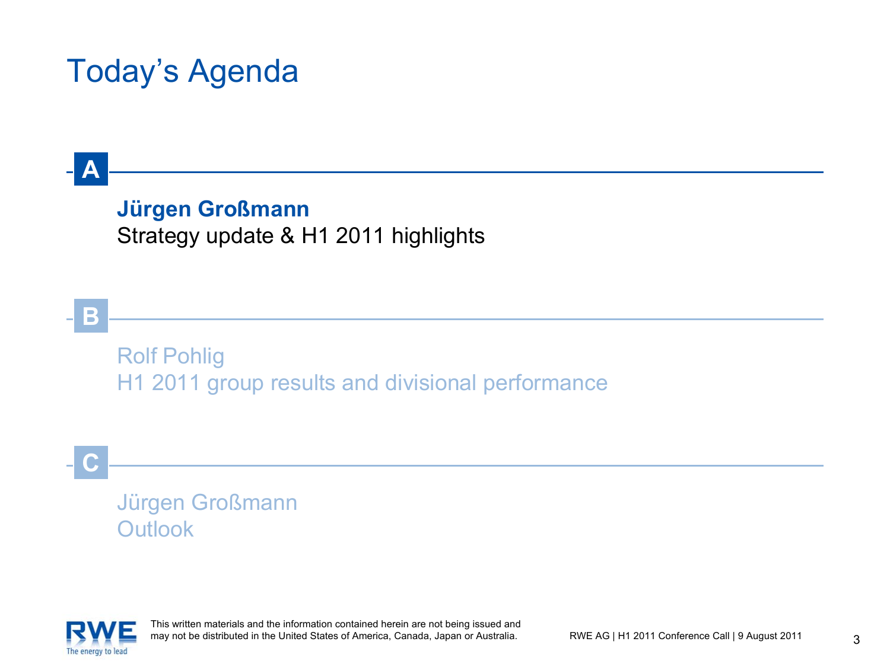# Today's Agenda

**A**

**Jürgen Großmann**
Strategy update & H1 2011 highlights

**B**

Rolf Pohlig
H1 2011 group results and divisional performance

**C**

Jürgen Großmann
Outlook

This written materials and the information contained herein are not being issued and may not be distributed in the United States of America, Canada, Japan or Australia.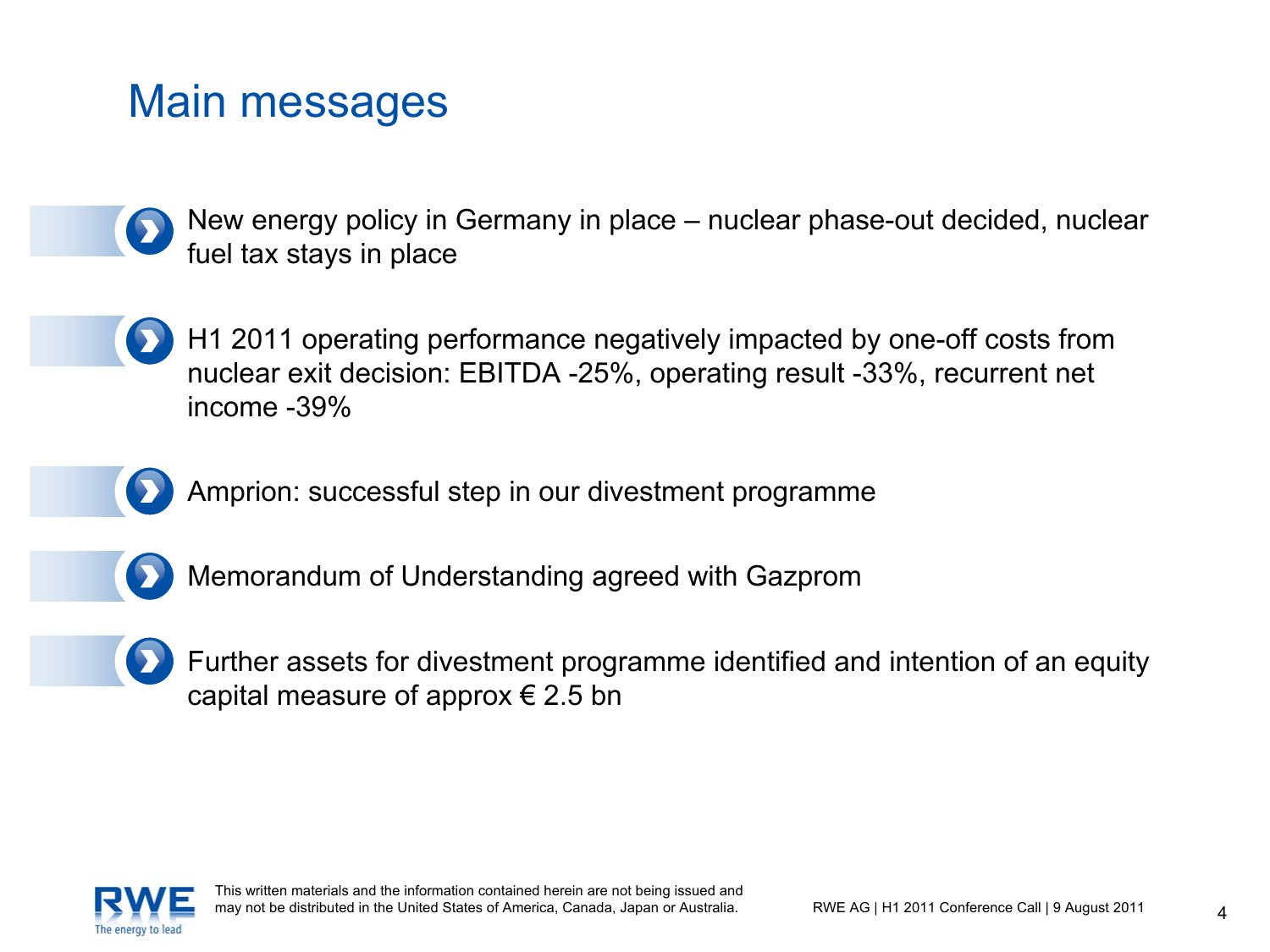# Main messages

- New energy policy in Germany in place – nuclear phase-out decided, nuclear fuel tax stays in place
- H1 2011 operating performance negatively impacted by one-off costs from nuclear exit decision: EBITDA -25%, operating result -33%, recurrent net income -39%
- Amprion: successful step in our divestment programme
- Memorandum of Understanding agreed with Gazprom
- Further assets for divestment programme identified and intention of an equity capital measure of approx € 2.5 bn

This written materials and the information contained herein are not being issued and may not be distributed in the United States of America, Canada, Japan or Australia.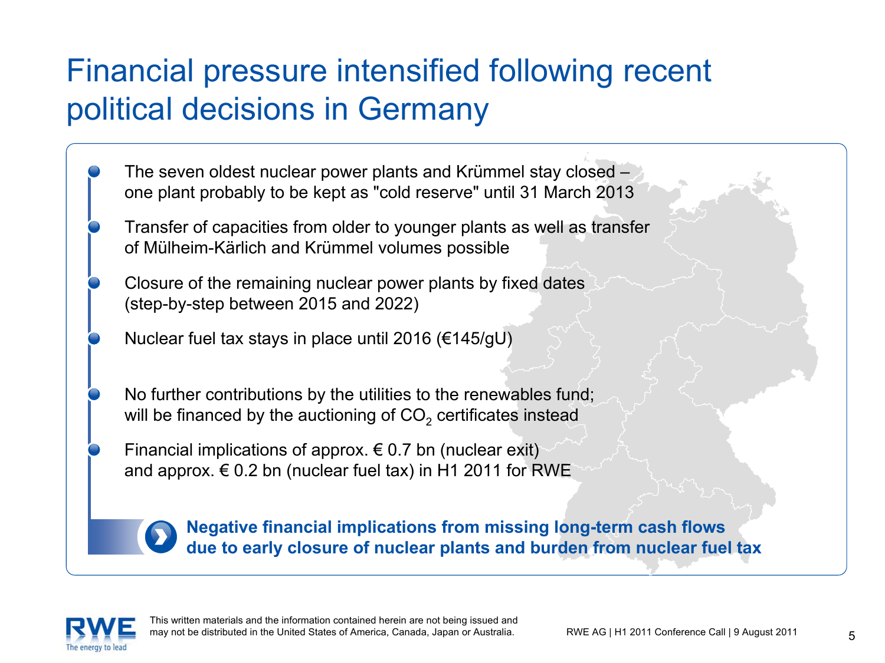# Financial pressure intensified following recent political decisions in Germany

- The seven oldest nuclear power plants and Krümmel stay closed – one plant probably to be kept as "cold reserve" until 31 March 2013
- Transfer of capacities from older to younger plants as well as transfer of Mülheim-Kärlich and Krümmel volumes possible
- Closure of the remaining nuclear power plants by fixed dates (step-by-step between 2015 and 2022)
- Nuclear fuel tax stays in place until 2016 (€145/gU)
- No further contributions by the utilities to the renewables fund; will be financed by the auctioning of $CO_2$ certificates instead
- Financial implications of approx. € 0.7 bn (nuclear exit) and approx. € 0.2 bn (nuclear fuel tax) in H1 2011 for RWE

**Negative financial implications from missing long-term cash flows due to early closure of nuclear plants and burden from nuclear fuel tax**

This written materials and the information contained herein are not being issued and may not be distributed in the United States of America, Canada, Japan or Australia.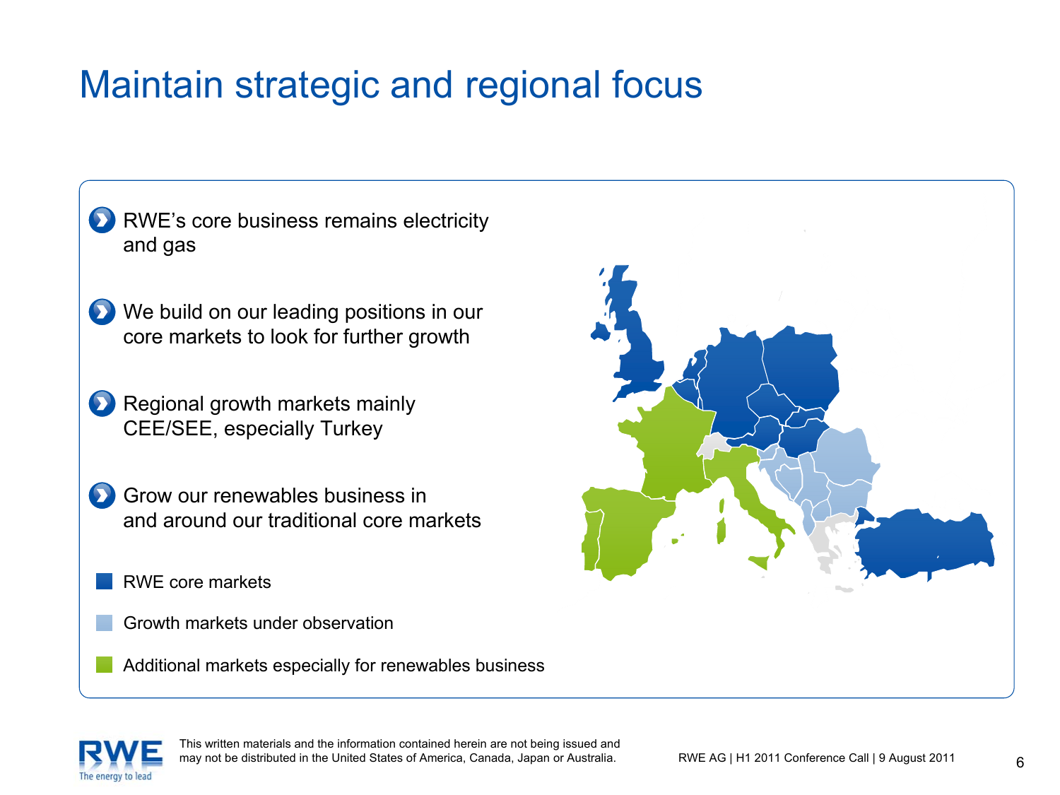# Maintain strategic and regional focus

- RWE's core business remains electricity and gas
- We build on our leading positions in our core markets to look for further growth
- Regional growth markets mainly CEE/SEE, especially Turkey
- Grow our renewables business in and around our traditional core markets

- RWE core markets
- Growth markets under observation
- Additional markets especially for renewables business

This written materials and the information contained herein are not being issued and may not be distributed in the United States of America, Canada, Japan or Australia.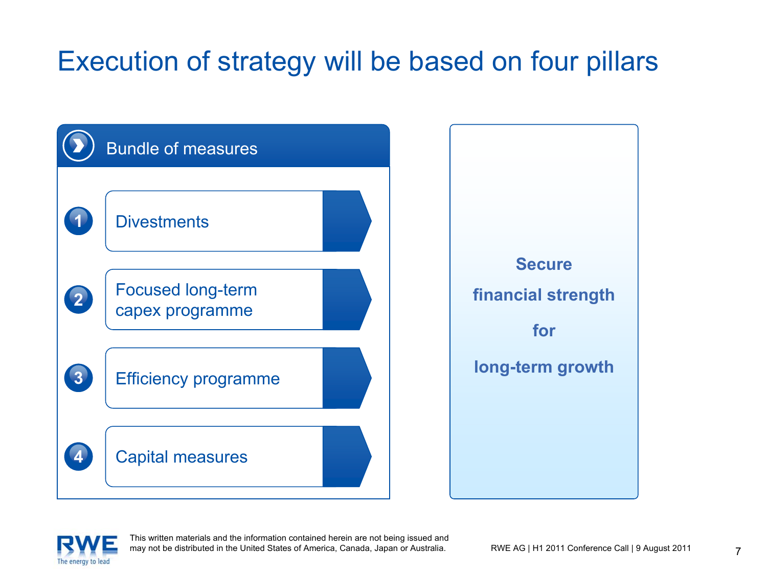# Execution of strategy will be based on four pillars

## Bundle of measures

1. Divestments
2. Focused long-term capex programme
3. Efficiency programme
4. Capital measures

**Secure financial strength for long-term growth**

This written materials and the information contained herein are not being issued and may not be distributed in the United States of America, Canada, Japan or Australia.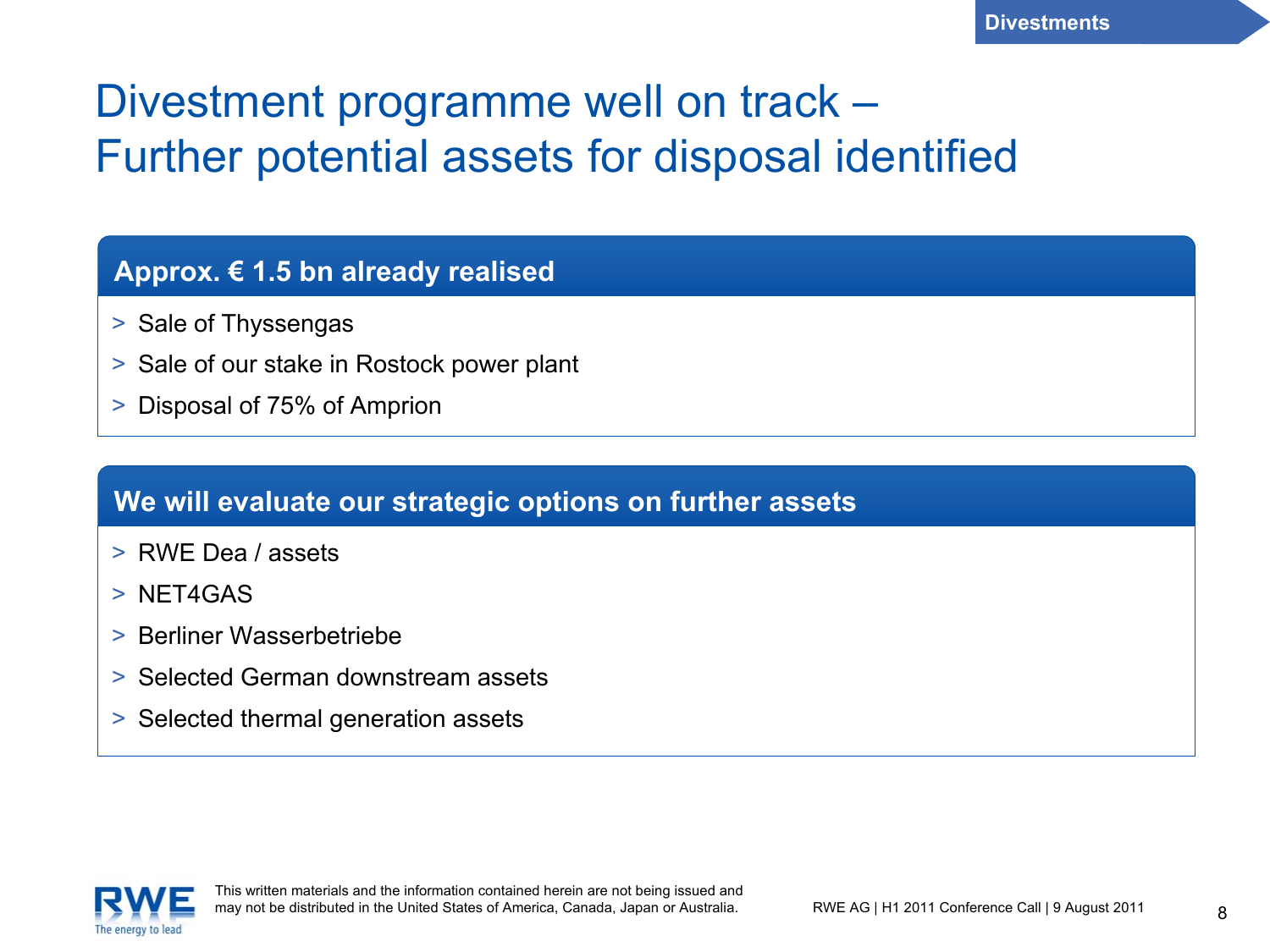# Divestment programme well on track – Further potential assets for disposal identified

## Approx. € 1.5 bn already realised

- Sale of Thyssengas
- Sale of our stake in Rostock power plant
- Disposal of 75% of Amprion

## We will evaluate our strategic options on further assets

- RWE Dea / assets
- NET4GAS
- Berliner Wasserbetriebe
- Selected German downstream assets
- Selected thermal generation assets

This written materials and the information contained herein are not being issued and may not be distributed in the United States of America, Canada, Japan or Australia.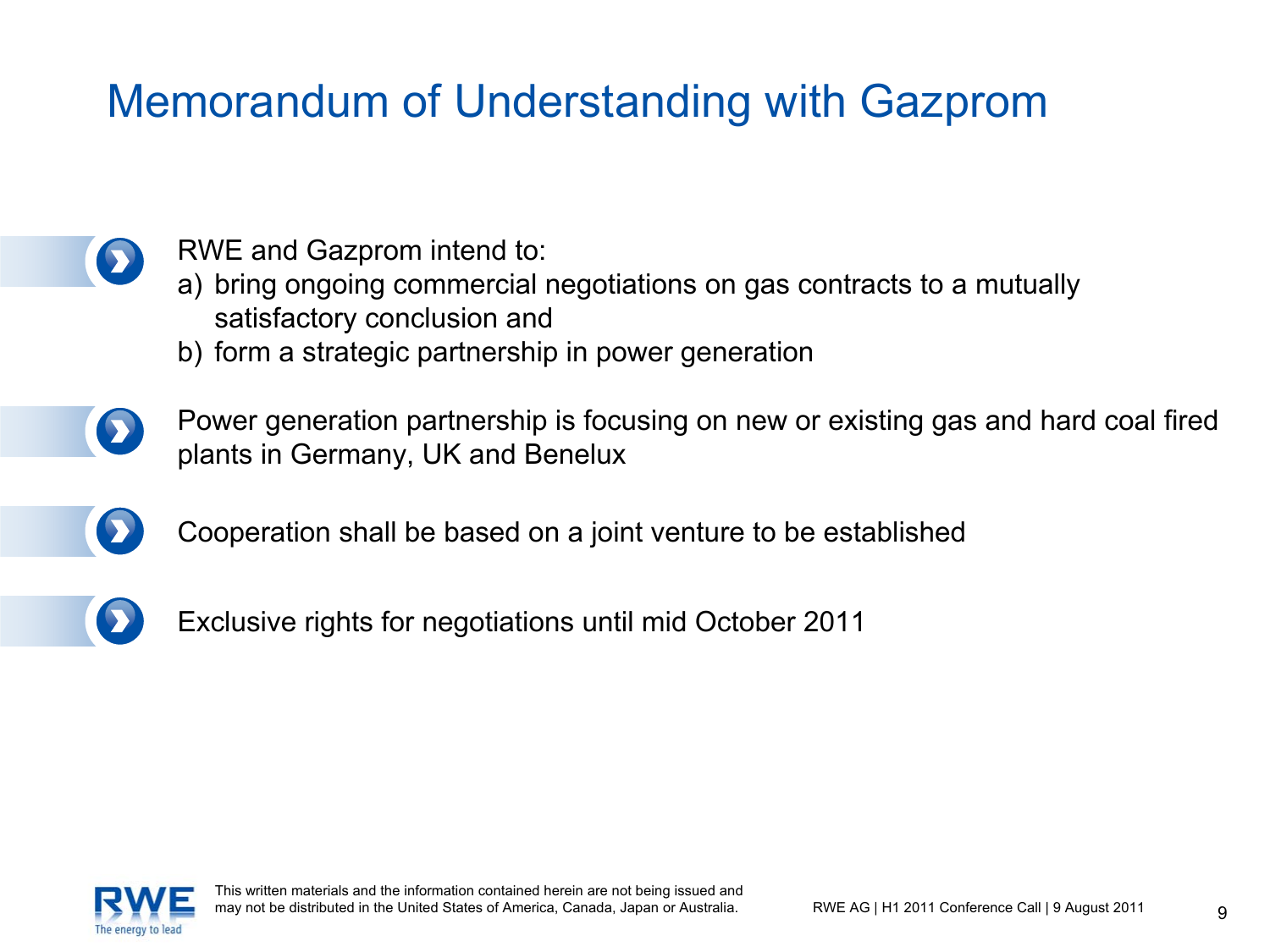# Memorandum of Understanding with Gazprom

- RWE and Gazprom intend to:
  a) bring ongoing commercial negotiations on gas contracts to a mutually satisfactory conclusion and
  b) form a strategic partnership in power generation
- Power generation partnership is focusing on new or existing gas and hard coal fired plants in Germany, UK and Benelux
- Cooperation shall be based on a joint venture to be established
- Exclusive rights for negotiations until mid October 2011

This written materials and the information contained herein are not being issued and may not be distributed in the United States of America, Canada, Japan or Australia.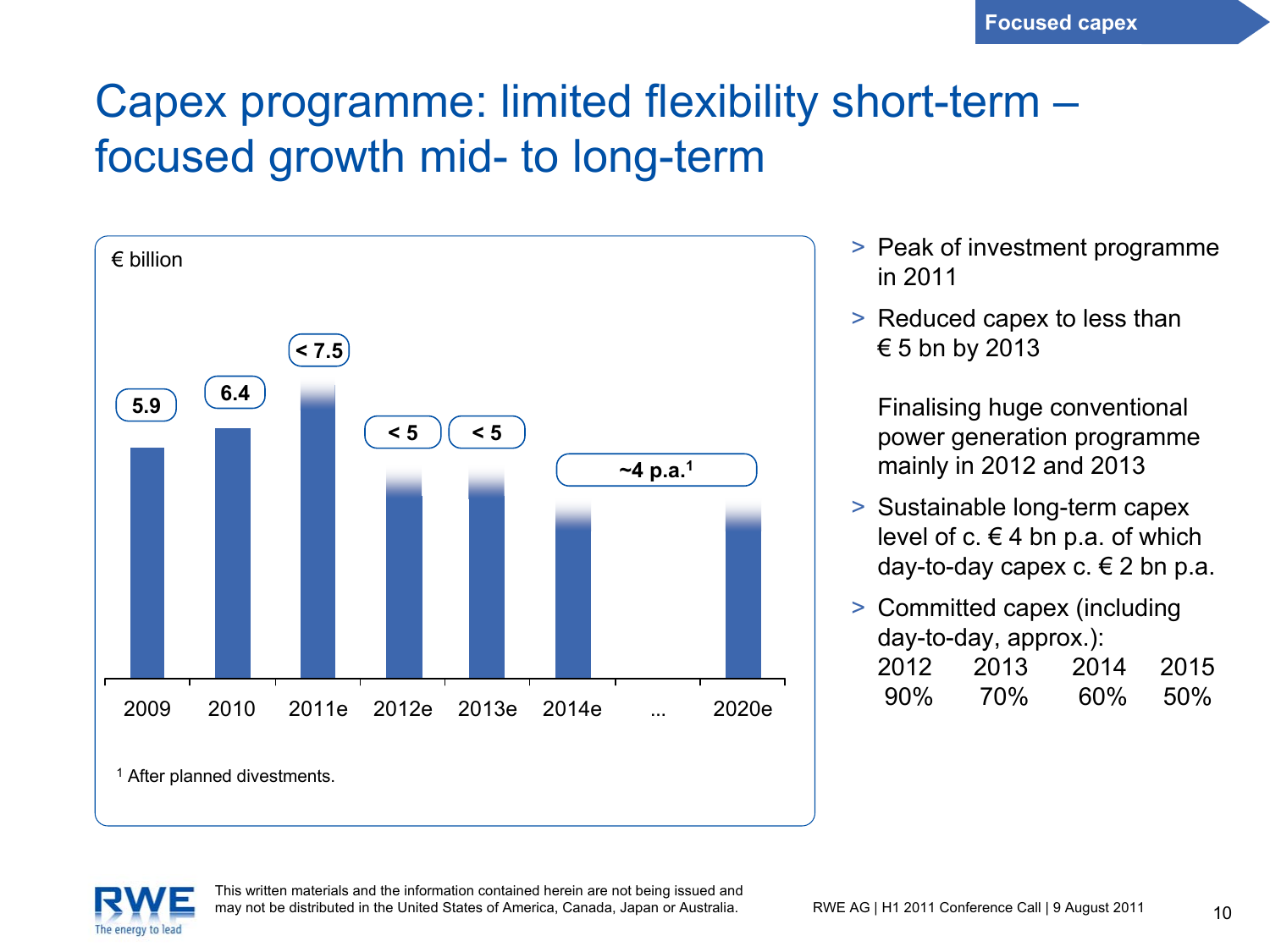Focused capex

# Capex programme: limited flexibility short-term – focused growth mid- to long-term

€ billion

| 2009 | 2010 | 2011e | 2012e | 2013e | 2014e | ... | 2020e |
|---|---|---|---|---|---|---|---|
| 5.9 | 6.4 | < 7.5 | < 5 | < 5 | ~4 p.a.[1] | | |

[1] After planned divestments.

- Peak of investment programme in 2011
- Reduced capex to less than € 5 bn by 2013

  Finalising huge conventional power generation programme mainly in 2012 and 2013
- Sustainable long-term capex level of c. € 4 bn p.a. of which day-to-day capex c. € 2 bn p.a.
- Committed capex (including day-to-day, approx.):

| 2012 | 2013 | 2014 | 2015 |
|---|---|---|---|
| 90% | 70% | 60% | 50% |

This written materials and the information contained herein are not being issued and may not be distributed in the United States of America, Canada, Japan or Australia.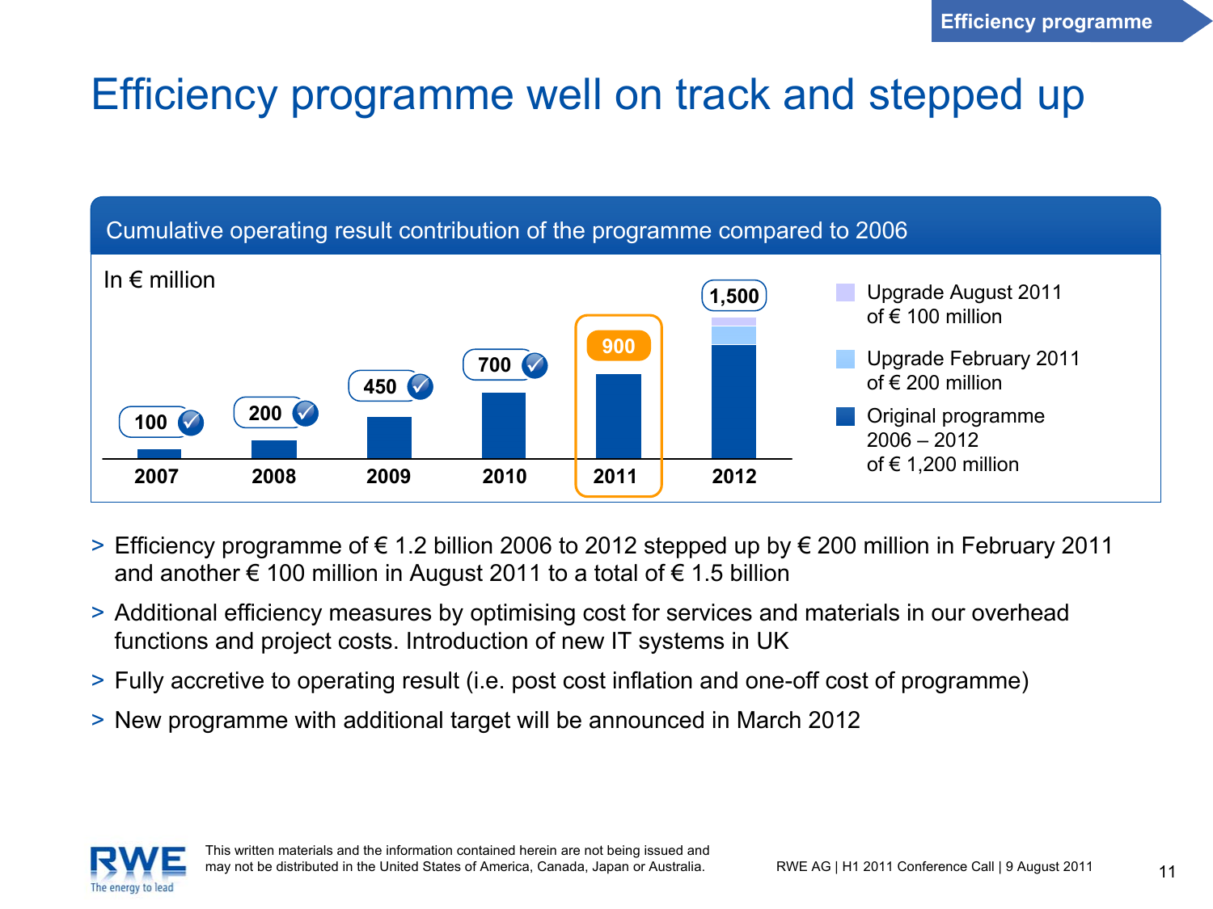# Efficiency programme well on track and stepped up

## Cumulative operating result contribution of the programme compared to 2006

In € million

| | 2007 | 2008 | 2009 | 2010 | 2011 | 2012 |
|---|---|---|---|---|---|---|
| Cumulative contribution | 100 ✓ | 200 ✓ | 450 ✓ | 700 ✓ | 900 | 1,500 |

- Upgrade August 2011 of € 100 million
- Upgrade February 2011 of € 200 million
- Original programme 2006 – 2012 of € 1,200 million

> Efficiency programme of € 1.2 billion 2006 to 2012 stepped up by € 200 million in February 2011 and another € 100 million in August 2011 to a total of € 1.5 billion

> Additional efficiency measures by optimising cost for services and materials in our overhead functions and project costs. Introduction of new IT systems in UK

> Fully accretive to operating result (i.e. post cost inflation and one-off cost of programme)

> New programme with additional target will be announced in March 2012

This written materials and the information contained herein are not being issued and may not be distributed in the United States of America, Canada, Japan or Australia.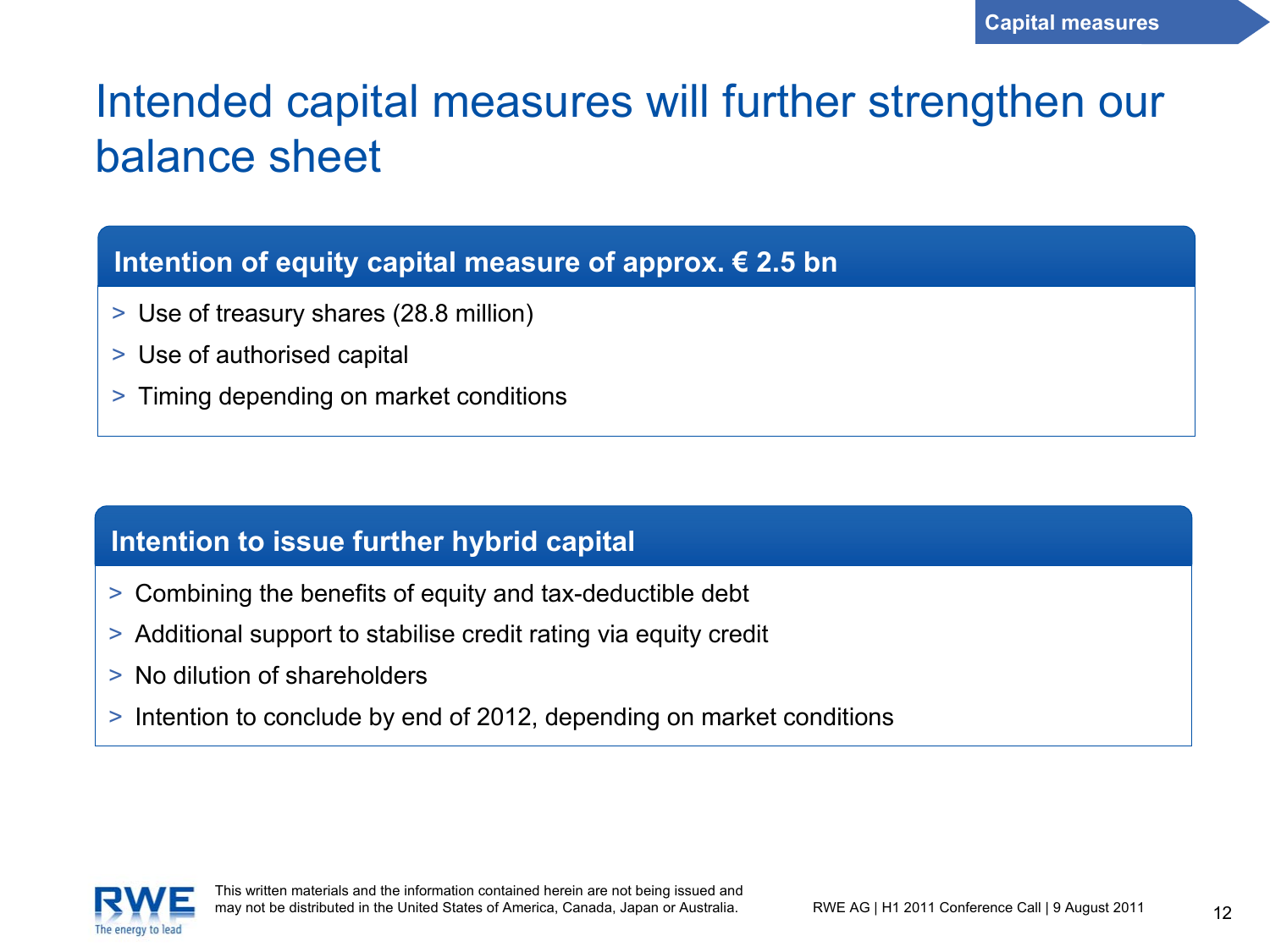# Intended capital measures will further strengthen our balance sheet

## Intention of equity capital measure of approx. € 2.5 bn

- Use of treasury shares (28.8 million)
- Use of authorised capital
- Timing depending on market conditions

## Intention to issue further hybrid capital

- Combining the benefits of equity and tax-deductible debt
- Additional support to stabilise credit rating via equity credit
- No dilution of shareholders
- Intention to conclude by end of 2012, depending on market conditions

This written materials and the information contained herein are not being issued and may not be distributed in the United States of America, Canada, Japan or Australia.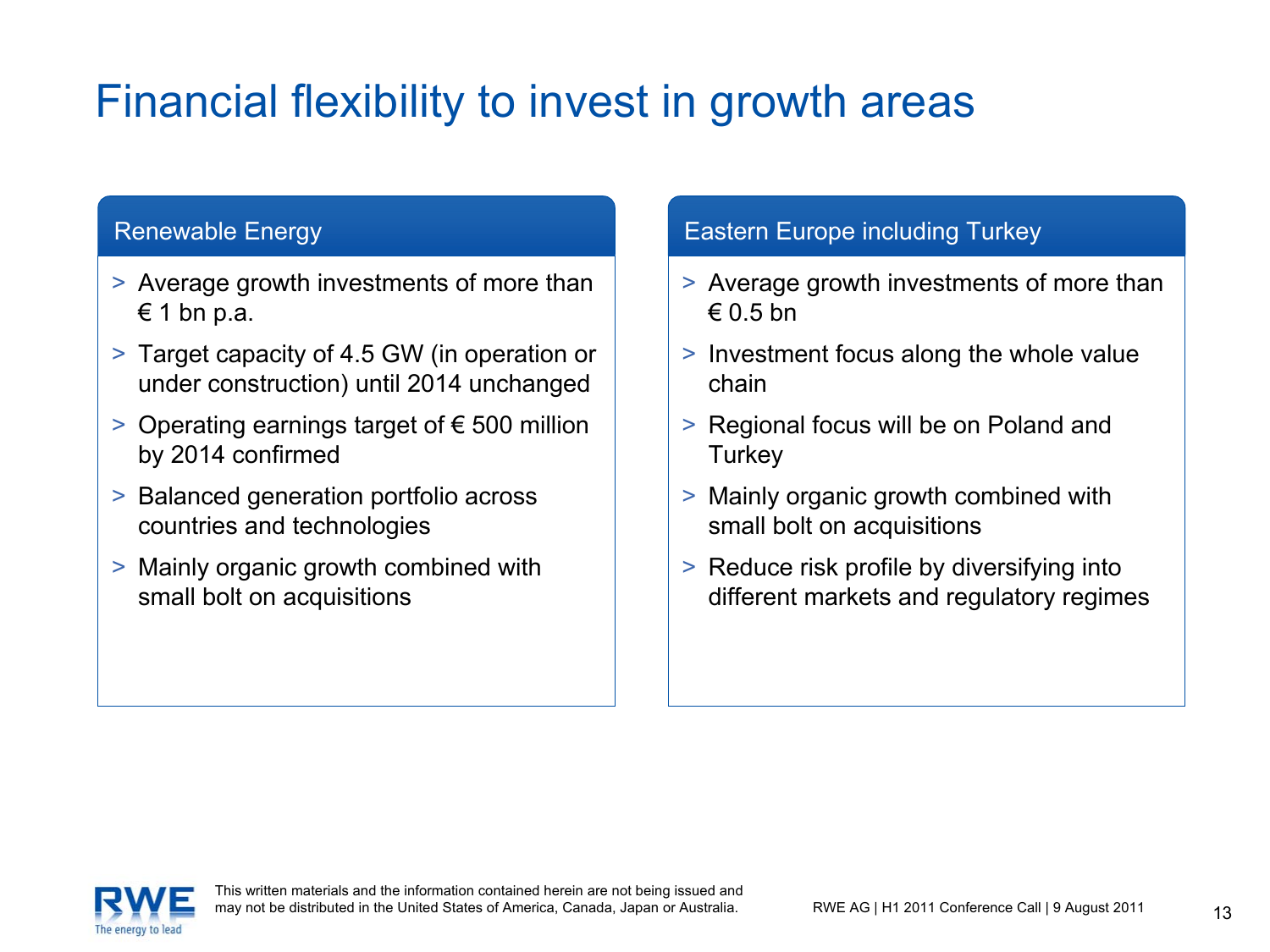# Financial flexibility to invest in growth areas

## Renewable Energy

- Average growth investments of more than € 1 bn p.a.
- Target capacity of 4.5 GW (in operation or under construction) until 2014 unchanged
- Operating earnings target of € 500 million by 2014 confirmed
- Balanced generation portfolio across countries and technologies
- Mainly organic growth combined with small bolt on acquisitions

## Eastern Europe including Turkey

- Average growth investments of more than € 0.5 bn
- Investment focus along the whole value chain
- Regional focus will be on Poland and Turkey
- Mainly organic growth combined with small bolt on acquisitions
- Reduce risk profile by diversifying into different markets and regulatory regimes

This written materials and the information contained herein are not being issued and may not be distributed in the United States of America, Canada, Japan or Australia.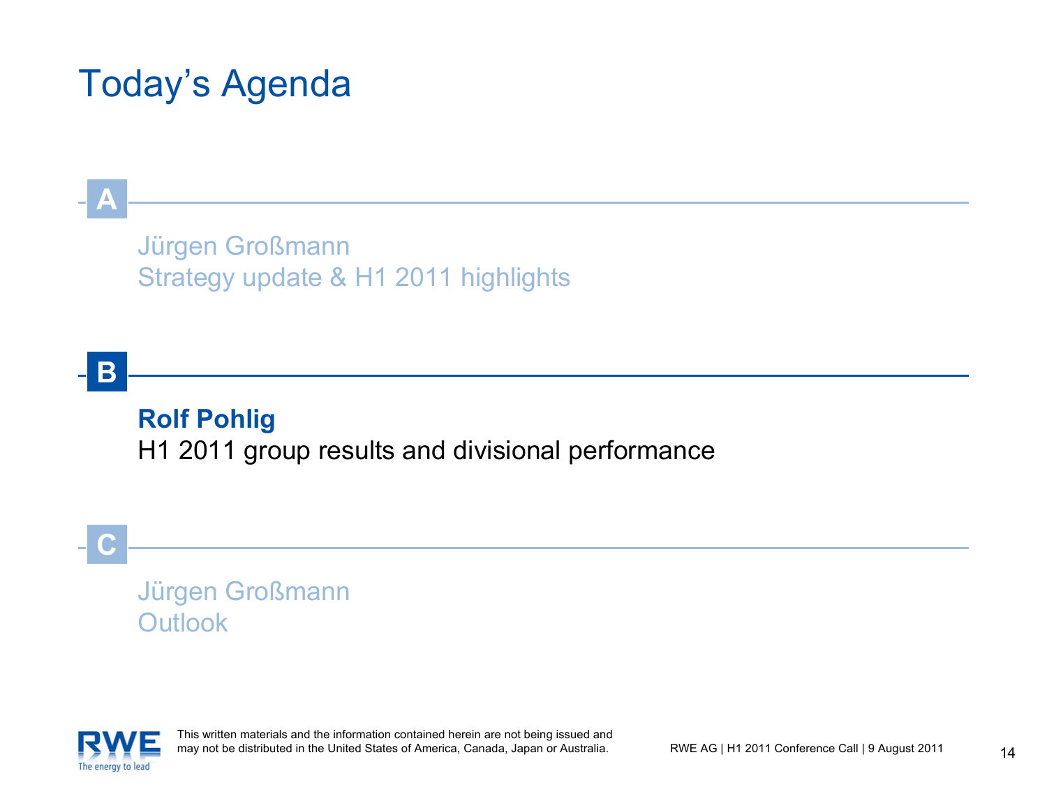# Today's Agenda

**A**

Jürgen Großmann
Strategy update & H1 2011 highlights

**B**

**Rolf Pohlig**
H1 2011 group results and divisional performance

**C**

Jürgen Großmann
Outlook

This written materials and the information contained herein are not being issued and may not be distributed in the United States of America, Canada, Japan or Australia.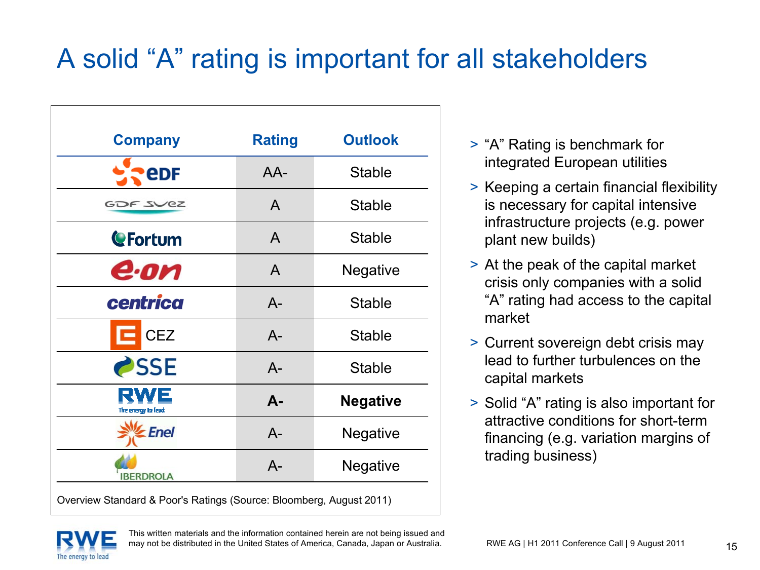# A solid "A" rating is important for all stakeholders

| Company | Rating | Outlook |
|---|---|---|
| EDF | AA- | Stable |
| GDF SUEZ | A | Stable |
| Fortum | A | Stable |
| E.ON | A | Negative |
| centrica | A- | Stable |
| CEZ | A- | Stable |
| SSE | A- | Stable |
| **RWE** | **A-** | **Negative** |
| Enel | A- | Negative |
| IBERDROLA | A- | Negative |

Overview Standard & Poor's Ratings (Source: Bloomberg, August 2011)

- "A" Rating is benchmark for integrated European utilities
- Keeping a certain financial flexibility is necessary for capital intensive infrastructure projects (e.g. power plant new builds)
- At the peak of the capital market crisis only companies with a solid "A" rating had access to the capital market
- Current sovereign debt crisis may lead to further turbulences on the capital markets
- Solid "A" rating is also important for attractive conditions for short-term financing (e.g. variation margins of trading business)

This written materials and the information contained herein are not being issued and may not be distributed in the United States of America, Canada, Japan or Australia.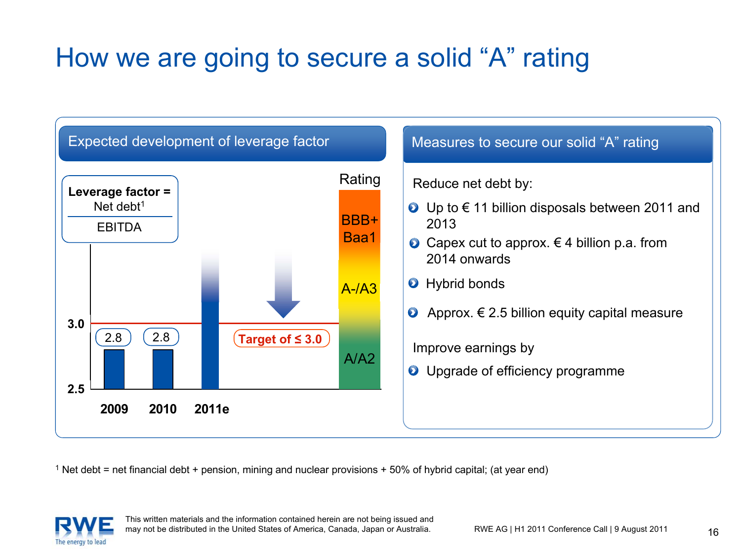# How we are going to secure a solid "A" rating

## Expected development of leverage factor

**Leverage factor =** Net debt[1] / EBITDA

| Year | Leverage factor |
| --- | --- |
| 2009 | 2.8 |
| 2010 | 2.8 |
| 2011e | |

Target of ≤ 3.0

Rating:
- BBB+ / Baa1
- A-/A3
- A/A2

## Measures to secure our solid "A" rating

Reduce net debt by:

- Up to € 11 billion disposals between 2011 and 2013
- Capex cut to approx. € 4 billion p.a. from 2014 onwards
- Hybrid bonds
- Approx. € 2.5 billion equity capital measure

Improve earnings by

- Upgrade of efficiency programme

[1] Net debt = net financial debt + pension, mining and nuclear provisions + 50% of hybrid capital; (at year end)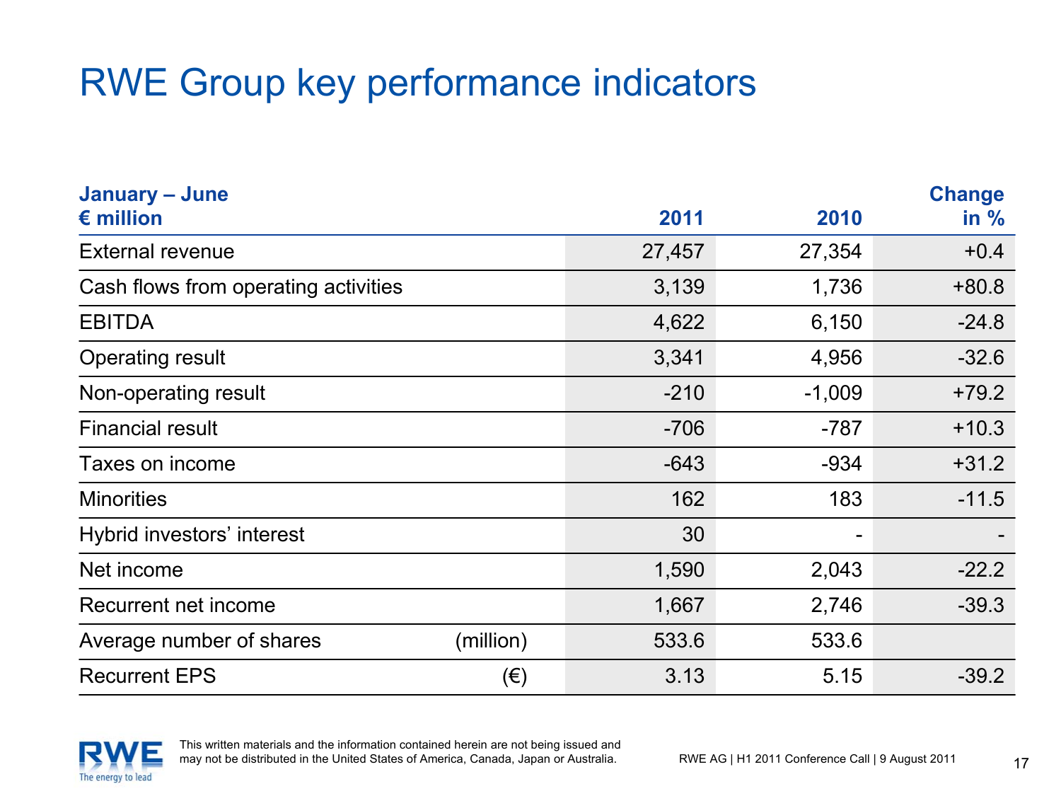# RWE Group key performance indicators

| January – June<br>€ million | | 2011 | 2010 | Change in % |
|---|---|---|---|---|
| External revenue | | 27,457 | 27,354 | +0.4 |
| Cash flows from operating activities | | 3,139 | 1,736 | +80.8 |
| EBITDA | | 4,622 | 6,150 | -24.8 |
| Operating result | | 3,341 | 4,956 | -32.6 |
| Non-operating result | | -210 | -1,009 | +79.2 |
| Financial result | | -706 | -787 | +10.3 |
| Taxes on income | | -643 | -934 | +31.2 |
| Minorities | | 162 | 183 | -11.5 |
| Hybrid investors' interest | | 30 | - | - |
| Net income | | 1,590 | 2,043 | -22.2 |
| Recurrent net income | | 1,667 | 2,746 | -39.3 |
| Average number of shares | (million) | 533.6 | 533.6 | |
| Recurrent EPS | (€) | 3.13 | 5.15 | -39.2 |

This written materials and the information contained herein are not being issued and may not be distributed in the United States of America, Canada, Japan or Australia.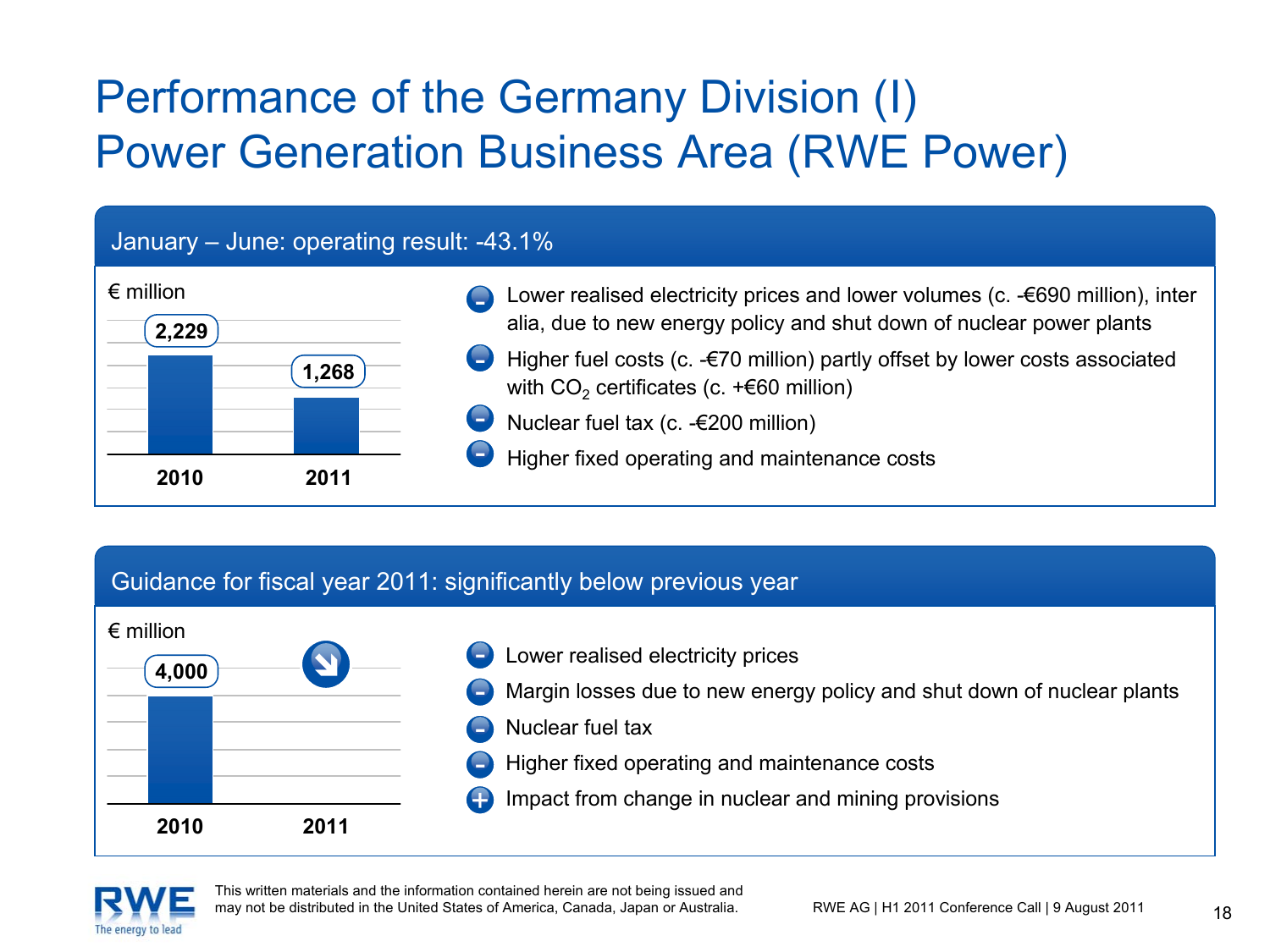# Performance of the Germany Division (I)
# Power Generation Business Area (RWE Power)

## January – June: operating result: -43.1%

€ million

| 2010 | 2011 |
|---|---|
| 2,229 | 1,268 |

- Lower realised electricity prices and lower volumes (c. -€690 million), inter alia, due to new energy policy and shut down of nuclear power plants
- Higher fuel costs (c. -€70 million) partly offset by lower costs associated with $CO_2$ certificates (c. +€60 million)
- Nuclear fuel tax (c. -€200 million)
- Higher fixed operating and maintenance costs

## Guidance for fiscal year 2011: significantly below previous year

€ million

| 2010 | 2011 |
|---|---|
| 4,000 | ↘ |

- (-) Lower realised electricity prices
- (-) Margin losses due to new energy policy and shut down of nuclear plants
- (-) Nuclear fuel tax
- (-) Higher fixed operating and maintenance costs
- (+) Impact from change in nuclear and mining provisions

This written materials and the information contained herein are not being issued and may not be distributed in the United States of America, Canada, Japan or Australia.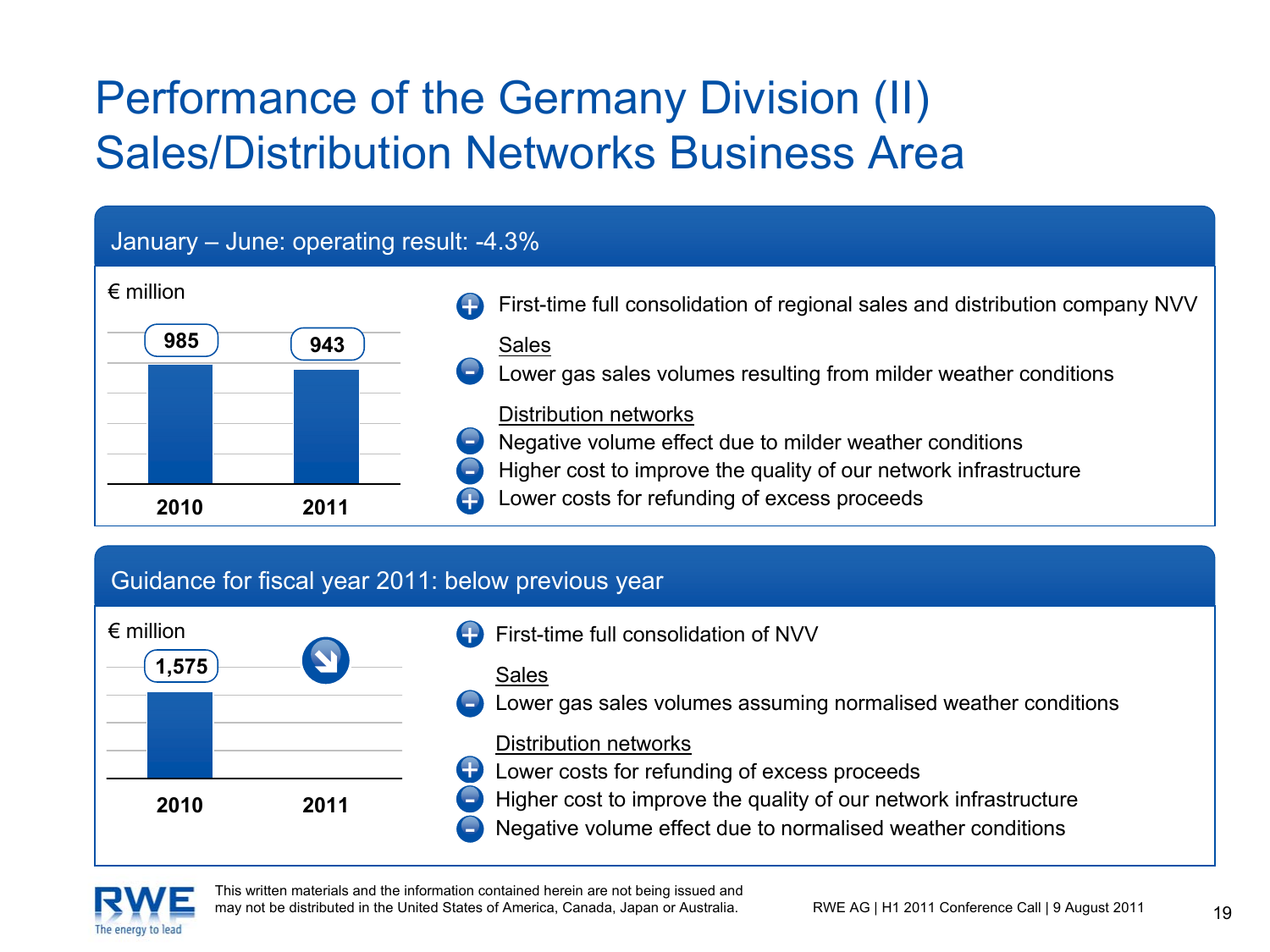# Performance of the Germany Division (II)
# Sales/Distribution Networks Business Area

## January – June: operating result: -4.3%

€ million

| 2010 | 2011 |
|---|---|
| 985 | 943 |

- (+) First-time full consolidation of regional sales and distribution company NVV

Sales

- (-) Lower gas sales volumes resulting from milder weather conditions

Distribution networks

- (-) Negative volume effect due to milder weather conditions
- (-) Higher cost to improve the quality of our network infrastructure
- (+) Lower costs for refunding of excess proceeds

## Guidance for fiscal year 2011: below previous year

€ million

| 2010 | 2011 |
|---|---|
| 1,575 | ↘ |

- (+) First-time full consolidation of NVV

Sales

- (-) Lower gas sales volumes assuming normalised weather conditions

Distribution networks

- (+) Lower costs for refunding of excess proceeds
- (-) Higher cost to improve the quality of our network infrastructure
- (-) Negative volume effect due to normalised weather conditions

This written materials and the information contained herein are not being issued and may not be distributed in the United States of America, Canada, Japan or Australia.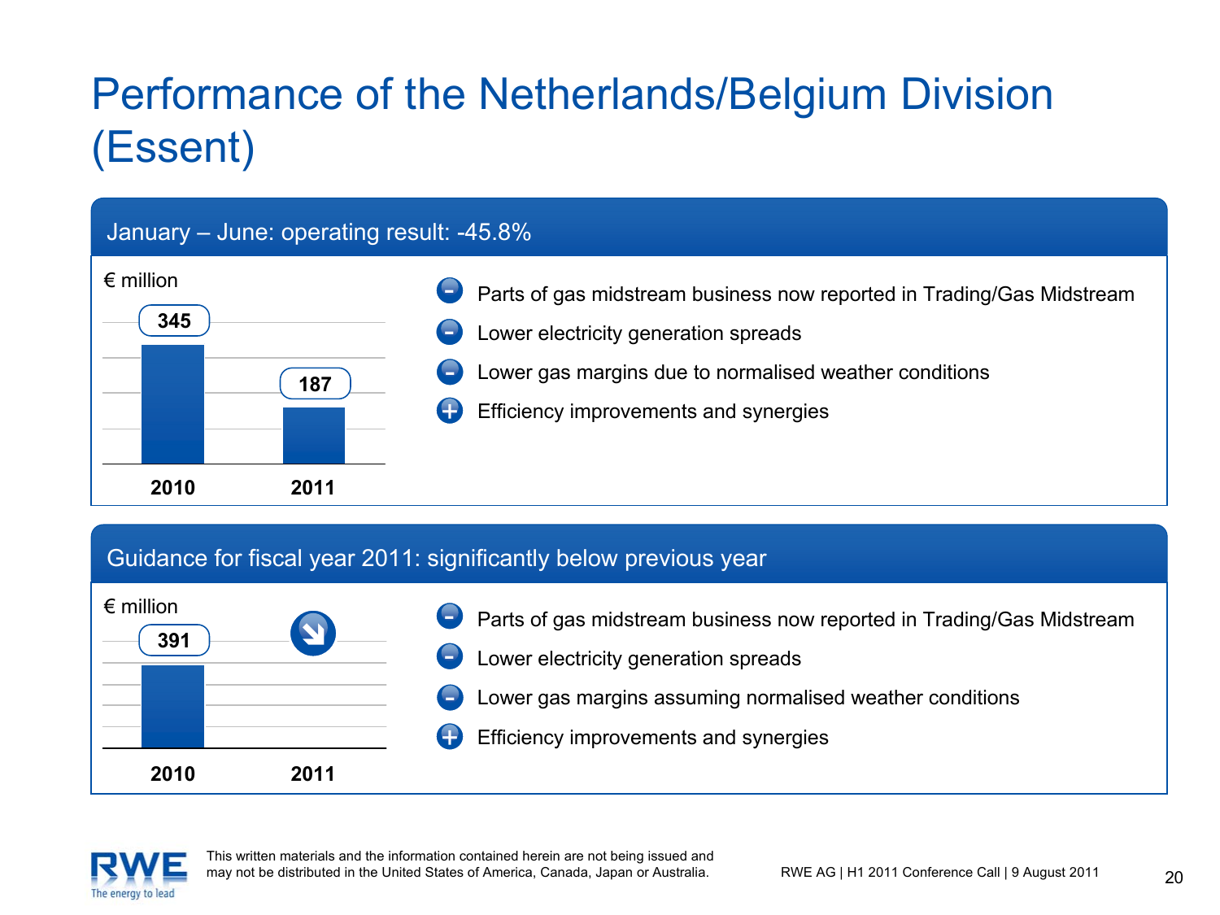# Performance of the Netherlands/Belgium Division (Essent)

## January – June: operating result: -45.8%

€ million

| | 2010 | 2011 |
|---|---|---|
| Operating result | 345 | 187 |

- (–) Parts of gas midstream business now reported in Trading/Gas Midstream
- (–) Lower electricity generation spreads
- (–) Lower gas margins due to normalised weather conditions
- (+) Efficiency improvements and synergies

## Guidance for fiscal year 2011: significantly below previous year

€ million

| | 2010 | 2011 |
|---|---|---|
| Operating result | 391 | ↘ |

- (–) Parts of gas midstream business now reported in Trading/Gas Midstream
- (–) Lower electricity generation spreads
- (–) Lower gas margins assuming normalised weather conditions
- (+) Efficiency improvements and synergies

This written materials and the information contained herein are not being issued and may not be distributed in the United States of America, Canada, Japan or Australia.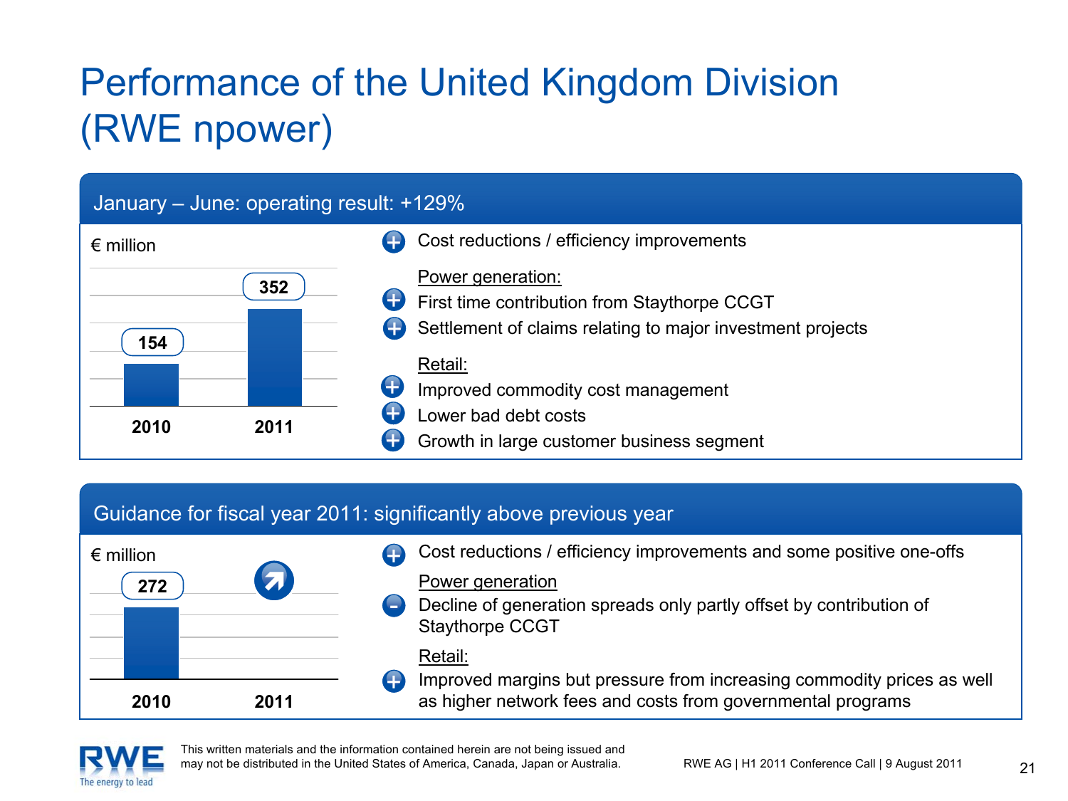# Performance of the United Kingdom Division (RWE npower)

## January – June: operating result: +129%

€ million

| 2010 | 2011 |
|---|---|
| 154 | 352 |

- (+) Cost reductions / efficiency improvements

Power generation:

- (+) First time contribution from Staythorpe CCGT
- (+) Settlement of claims relating to major investment projects

Retail:

- (+) Improved commodity cost management
- (+) Lower bad debt costs
- (+) Growth in large customer business segment

## Guidance for fiscal year 2011: significantly above previous year

€ million

| 2010 | 2011 |
|---|---|
| 272 | ↗ |

- (+) Cost reductions / efficiency improvements and some positive one-offs

Power generation

- (–) Decline of generation spreads only partly offset by contribution of Staythorpe CCGT

Retail:

- (+) Improved margins but pressure from increasing commodity prices as well as higher network fees and costs from governmental programs

This written materials and the information contained herein are not being issued and may not be distributed in the United States of America, Canada, Japan or Australia.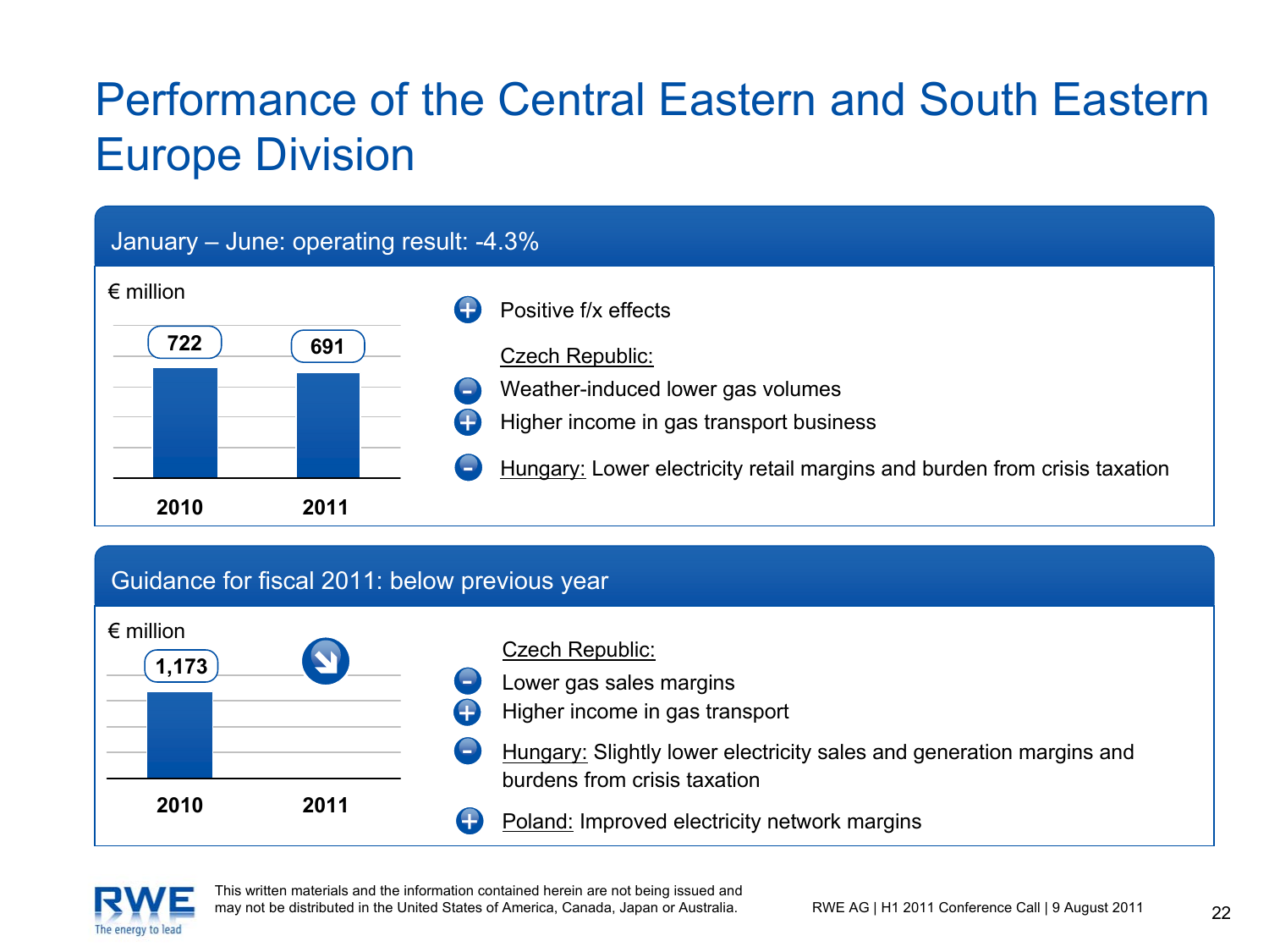# Performance of the Central Eastern and South Eastern Europe Division

## January – June: operating result: -4.3%

€ million

| 2010 | 2011 |
|---|---|
| 722 | 691 |

- \+ Positive f/x effects

Czech Republic:

- \- Weather-induced lower gas volumes
- \+ Higher income in gas transport business

- \- Hungary: Lower electricity retail margins and burden from crisis taxation

## Guidance for fiscal 2011: below previous year

€ million

| 2010 | 2011 |
|---|---|
| 1,173 | ↘ |

Czech Republic:

- \- Lower gas sales margins
- \+ Higher income in gas transport

- \- Hungary: Slightly lower electricity sales and generation margins and burdens from crisis taxation
- \+ Poland: Improved electricity network margins

This written materials and the information contained herein are not being issued and may not be distributed in the United States of America, Canada, Japan or Australia.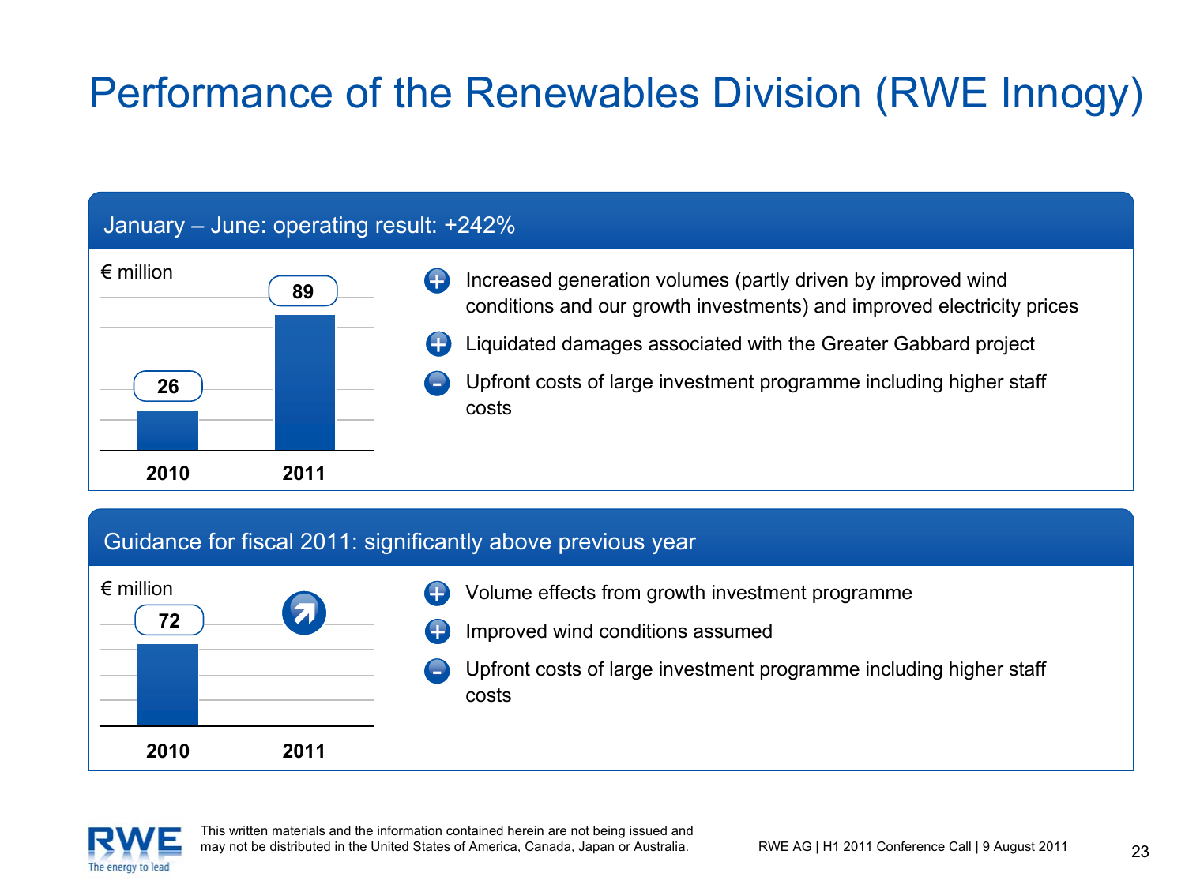# Performance of the Renewables Division (RWE Innogy)

## January – June: operating result: +242%

€ million

| | 2010 | 2011 |
|---|---|---|
| Operating result | 26 | 89 |

- (+) Increased generation volumes (partly driven by improved wind conditions and our growth investments) and improved electricity prices
- (+) Liquidated damages associated with the Greater Gabbard project
- (–) Upfront costs of large investment programme including higher staff costs

## Guidance for fiscal 2011: significantly above previous year

€ million

| | 2010 | 2011 |
|---|---|---|
| Operating result | 72 | ↗ |

- (+) Volume effects from growth investment programme
- (+) Improved wind conditions assumed
- (–) Upfront costs of large investment programme including higher staff costs

This written materials and the information contained herein are not being issued and may not be distributed in the United States of America, Canada, Japan or Australia.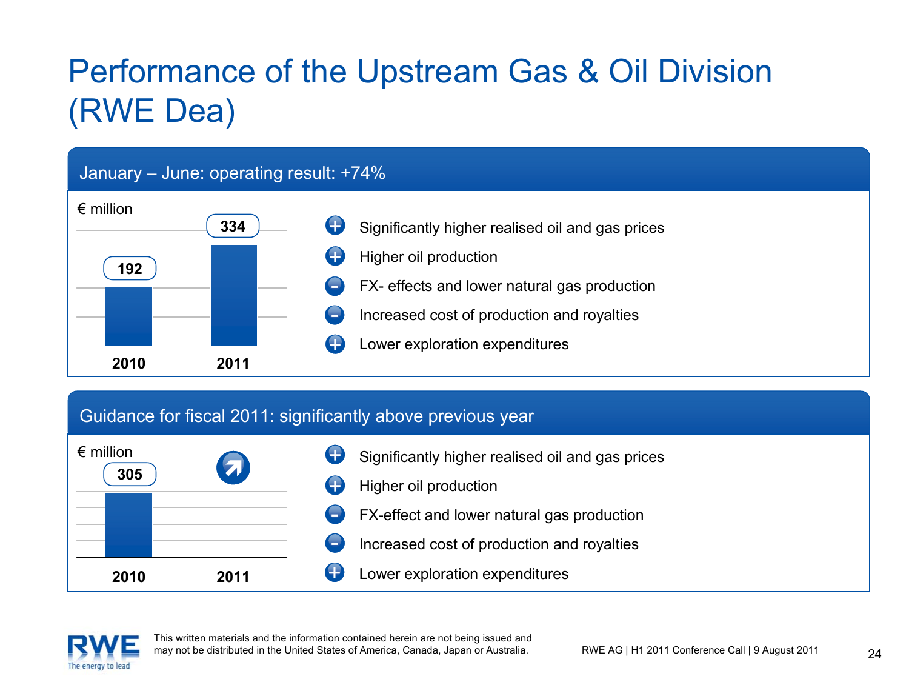# Performance of the Upstream Gas & Oil Division (RWE Dea)

## January – June: operating result: +74%

€ million

| | 2010 | 2011 |
|---|---|---|
| Operating result | 192 | 334 |

- (+) Significantly higher realised oil and gas prices
- (+) Higher oil production
- (-) FX- effects and lower natural gas production
- (-) Increased cost of production and royalties
- (+) Lower exploration expenditures

## Guidance for fiscal 2011: significantly above previous year

€ million

| | 2010 | 2011 |
|---|---|---|
| Operating result | 305 | ↗ |

- (+) Significantly higher realised oil and gas prices
- (+) Higher oil production
- (-) FX-effect and lower natural gas production
- (-) Increased cost of production and royalties
- (+) Lower exploration expenditures

This written materials and the information contained herein are not being issued and may not be distributed in the United States of America, Canada, Japan or Australia.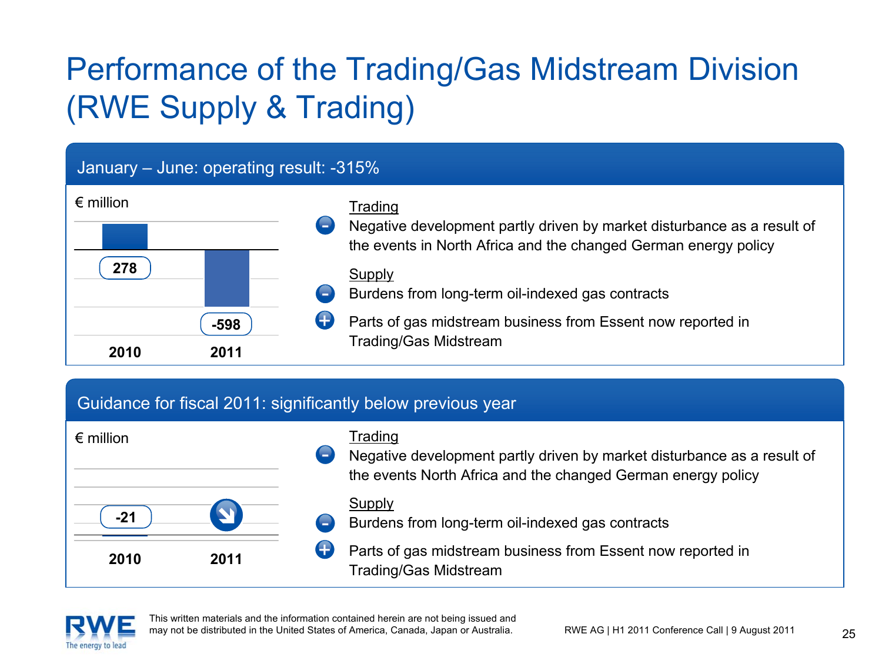# Performance of the Trading/Gas Midstream Division (RWE Supply & Trading)

## January – June: operating result: -315%

€ million

| 2010 | 2011 |
|---|---|
| 278 | -598 |

**Trading**

- (–) Negative development partly driven by market disturbance as a result of the events in North Africa and the changed German energy policy

**Supply**

- (–) Burdens from long-term oil-indexed gas contracts
- (+) Parts of gas midstream business from Essent now reported in Trading/Gas Midstream

## Guidance for fiscal 2011: significantly below previous year

€ million

| 2010 | 2011 |
|---|---|
| -21 | ↘ |

**Trading**

- (–) Negative development partly driven by market disturbance as a result of the events North Africa and the changed German energy policy

**Supply**

- (–) Burdens from long-term oil-indexed gas contracts
- (+) Parts of gas midstream business from Essent now reported in Trading/Gas Midstream

This written materials and the information contained herein are not being issued and may not be distributed in the United States of America, Canada, Japan or Australia.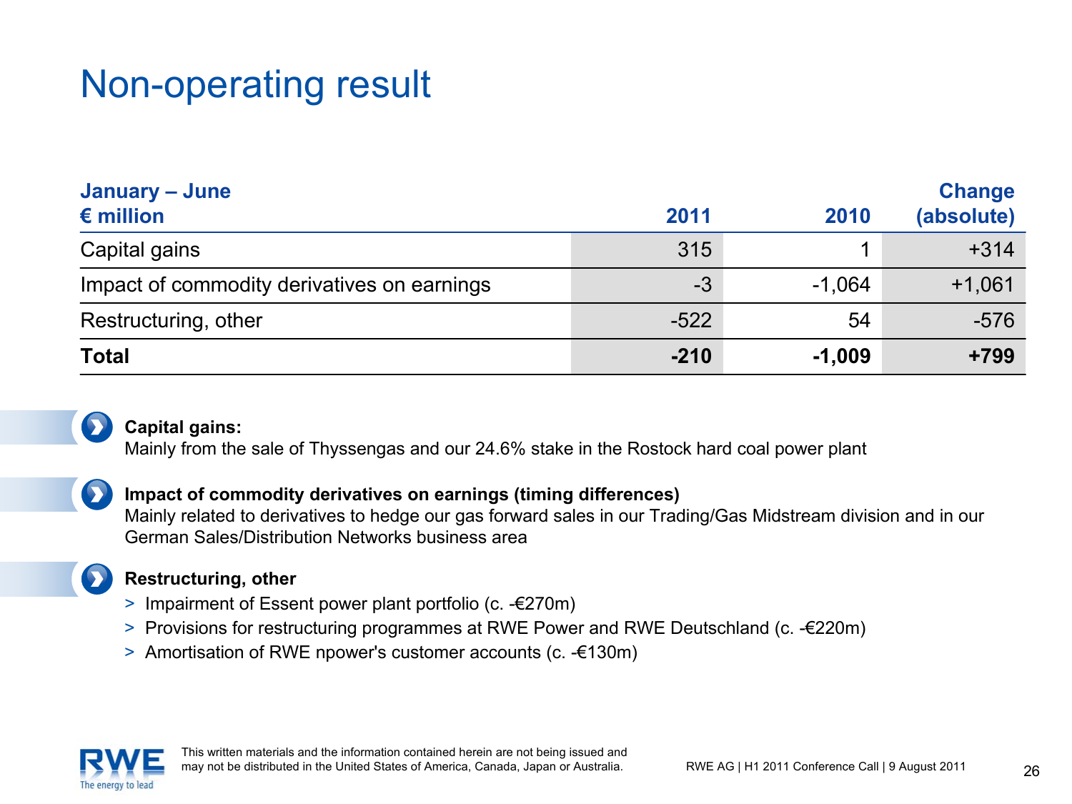# Non-operating result

| January – June<br>€ million | 2011 | 2010 | Change (absolute) |
|---|---|---|---|
| Capital gains | 315 | 1 | +314 |
| Impact of commodity derivatives on earnings | -3 | -1,064 | +1,061 |
| Restructuring, other | -522 | 54 | -576 |
| **Total** | **-210** | **-1,009** | **+799** |

**Capital gains:**
Mainly from the sale of Thyssengas and our 24.6% stake in the Rostock hard coal power plant

**Impact of commodity derivatives on earnings (timing differences)**
Mainly related to derivatives to hedge our gas forward sales in our Trading/Gas Midstream division and in our German Sales/Distribution Networks business area

**Restructuring, other**

- Impairment of Essent power plant portfolio (c. -€270m)
- Provisions for restructuring programmes at RWE Power and RWE Deutschland (c. -€220m)
- Amortisation of RWE npower's customer accounts (c. -€130m)

This written materials and the information contained herein are not being issued and may not be distributed in the United States of America, Canada, Japan or Australia.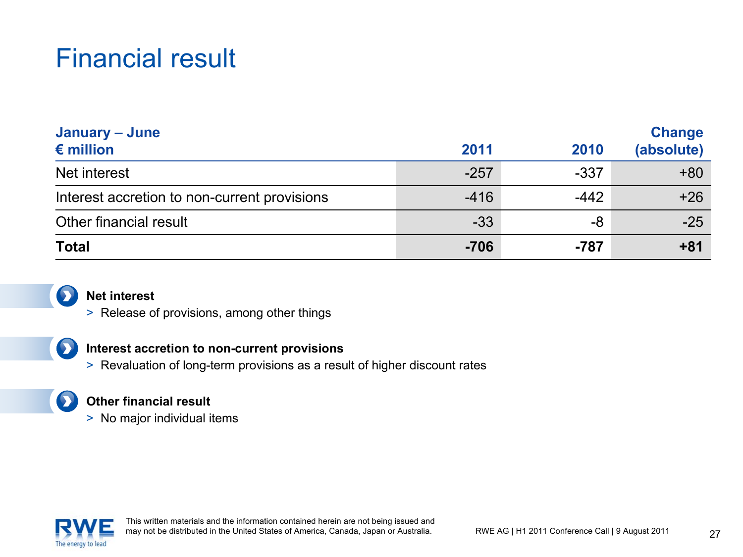# Financial result

| January – June<br>€ million | 2011 | 2010 | Change (absolute) |
|---|---|---|---|
| Net interest | -257 | -337 | +80 |
| Interest accretion to non-current provisions | -416 | -442 | +26 |
| Other financial result | -33 | -8 | -25 |
| **Total** | **-706** | **-787** | **+81** |

**Net interest**

> Release of provisions, among other things

**Interest accretion to non-current provisions**

> Revaluation of long-term provisions as a result of higher discount rates

**Other financial result**

> No major individual items

This written materials and the information contained herein are not being issued and may not be distributed in the United States of America, Canada, Japan or Australia.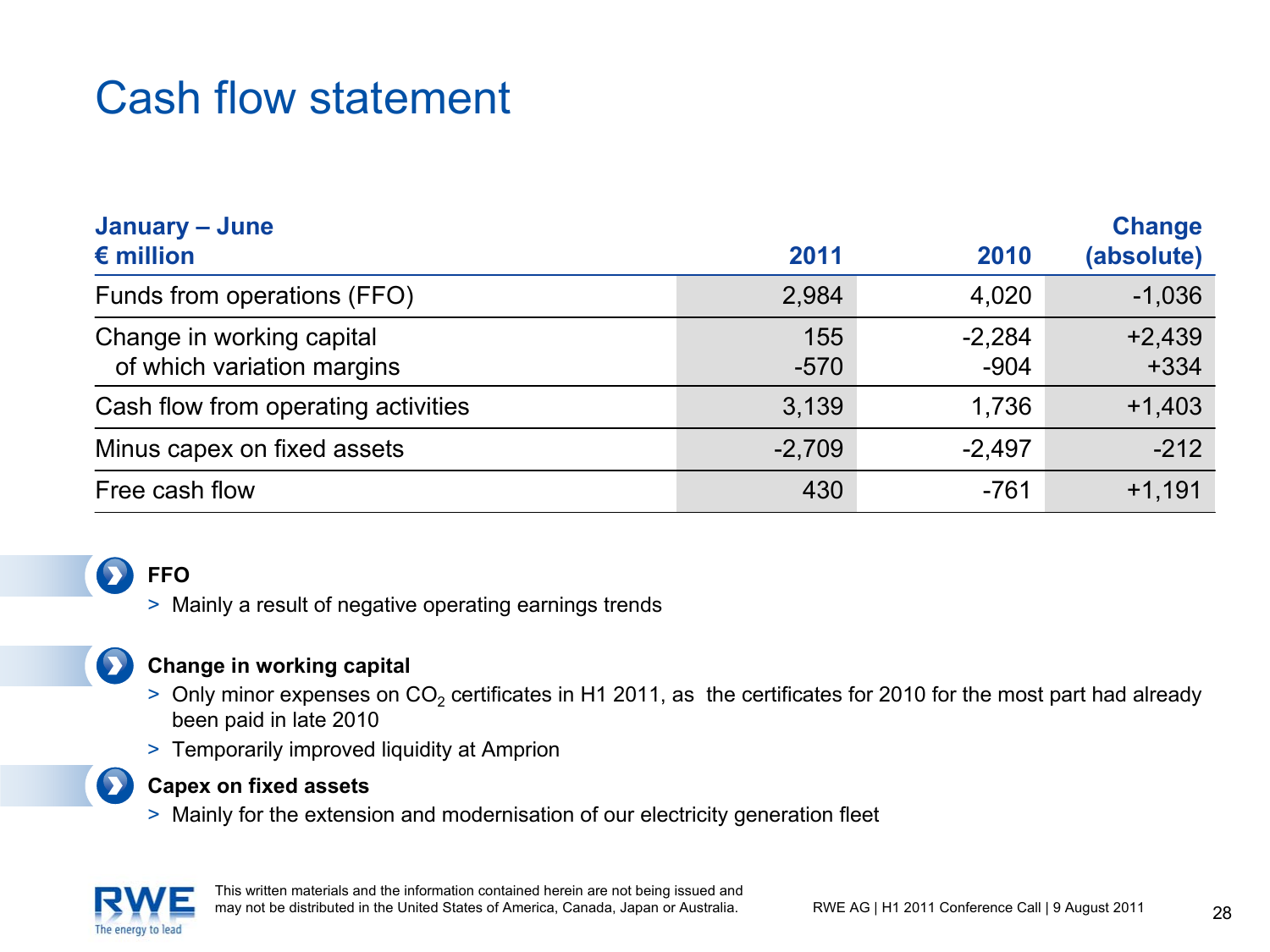# Cash flow statement

| January – June<br>€ million | 2011 | 2010 | Change (absolute) |
|---|---|---|---|
| Funds from operations (FFO) | 2,984 | 4,020 | -1,036 |
| Change in working capital | 155 | -2,284 | +2,439 |
| of which variation margins | -570 | -904 | +334 |
| Cash flow from operating activities | 3,139 | 1,736 | +1,403 |
| Minus capex on fixed assets | -2,709 | -2,497 | -212 |
| Free cash flow | 430 | -761 | +1,191 |

**FFO**

> Mainly a result of negative operating earnings trends

**Change in working capital**

> Only minor expenses on $CO_2$ certificates in H1 2011, as the certificates for 2010 for the most part had already been paid in late 2010

> Temporarily improved liquidity at Amprion

**Capex on fixed assets**

> Mainly for the extension and modernisation of our electricity generation fleet

This written materials and the information contained herein are not being issued and may not be distributed in the United States of America, Canada, Japan or Australia.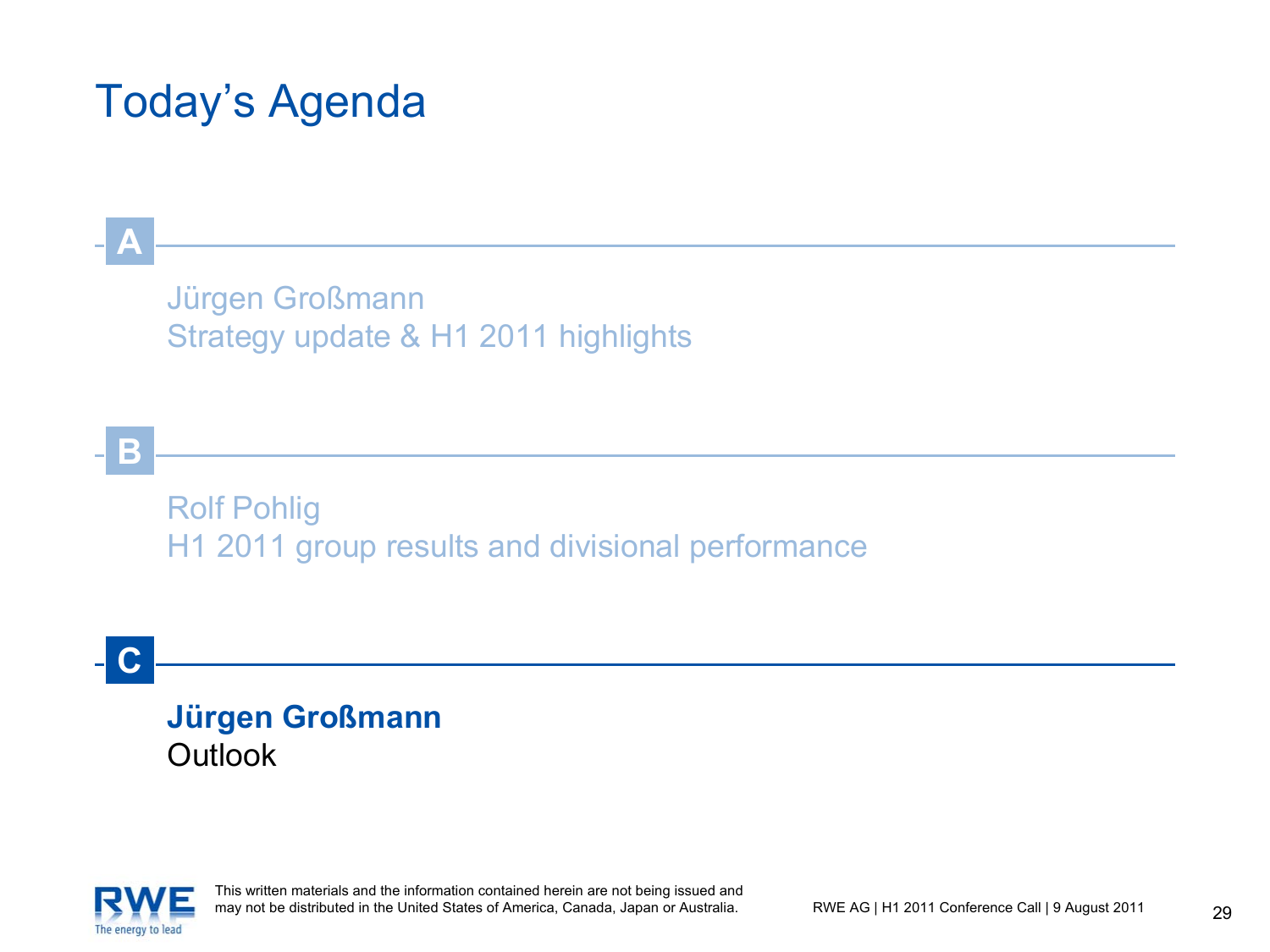# Today's Agenda

**A**

Jürgen Großmann
Strategy update & H1 2011 highlights

**B**

Rolf Pohlig
H1 2011 group results and divisional performance

**C**

**Jürgen Großmann**
Outlook

This written materials and the information contained herein are not being issued and may not be distributed in the United States of America, Canada, Japan or Australia.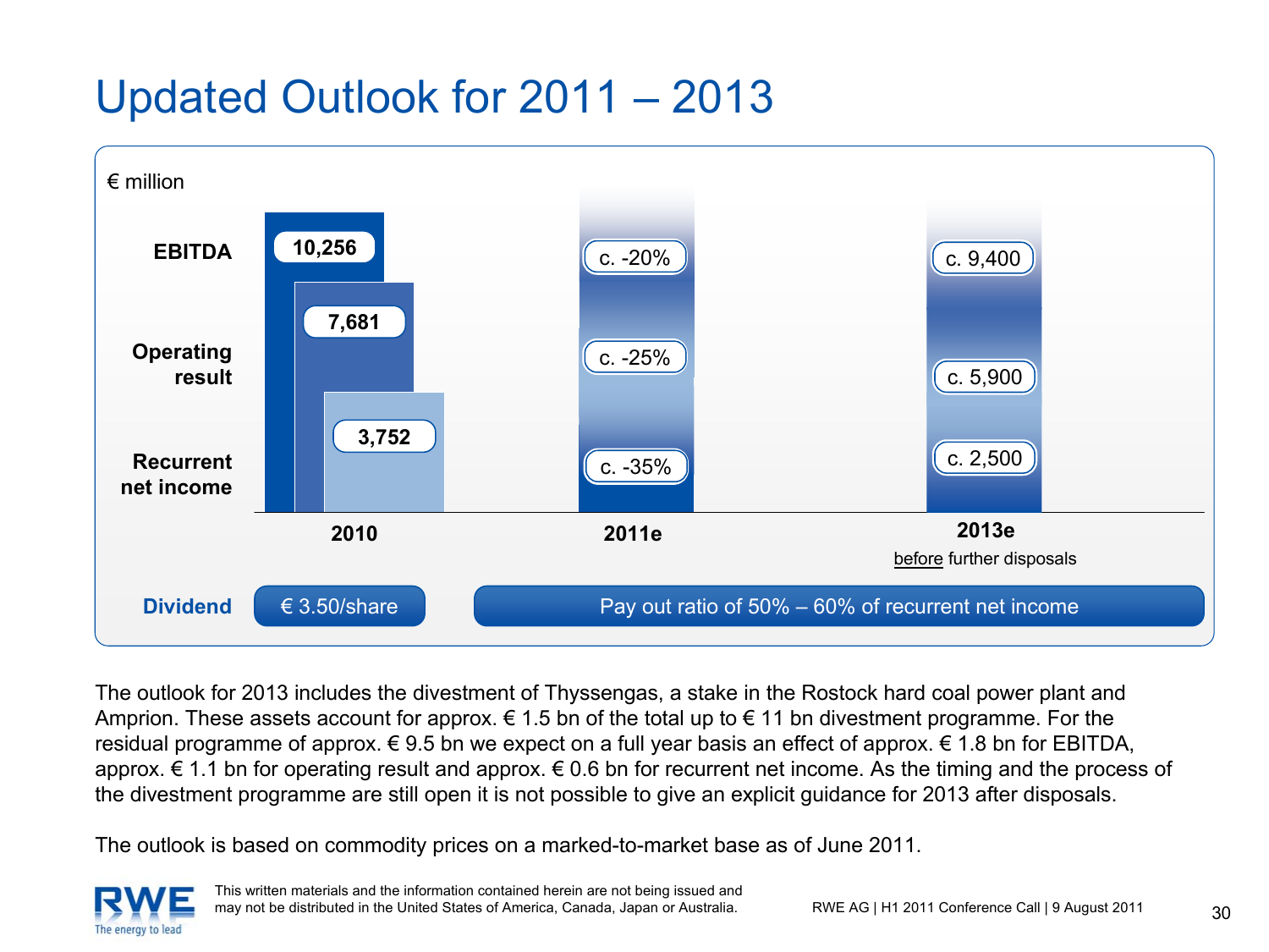# Updated Outlook for 2011 – 2013

€ million

| | 2010 | 2011e | 2013e before further disposals |
|---|---|---|---|
| EBITDA | 10,256 | c. -20% | c. 9,400 |
| Operating result | 7,681 | c. -25% | c. 5,900 |
| Recurrent net income | 3,752 | c. -35% | c. 2,500 |
| Dividend | € 3.50/share | Pay out ratio of 50% – 60% of recurrent net income | |

The outlook for 2013 includes the divestment of Thyssengas, a stake in the Rostock hard coal power plant and Amprion. These assets account for approx. € 1.5 bn of the total up to € 11 bn divestment programme. For the residual programme of approx. € 9.5 bn we expect on a full year basis an effect of approx. € 1.8 bn for EBITDA, approx. € 1.1 bn for operating result and approx. € 0.6 bn for recurrent net income. As the timing and the process of the divestment programme are still open it is not possible to give an explicit guidance for 2013 after disposals.

The outlook is based on commodity prices on a marked-to-market base as of June 2011.

This written materials and the information contained herein are not being issued and may not be distributed in the United States of America, Canada, Japan or Australia.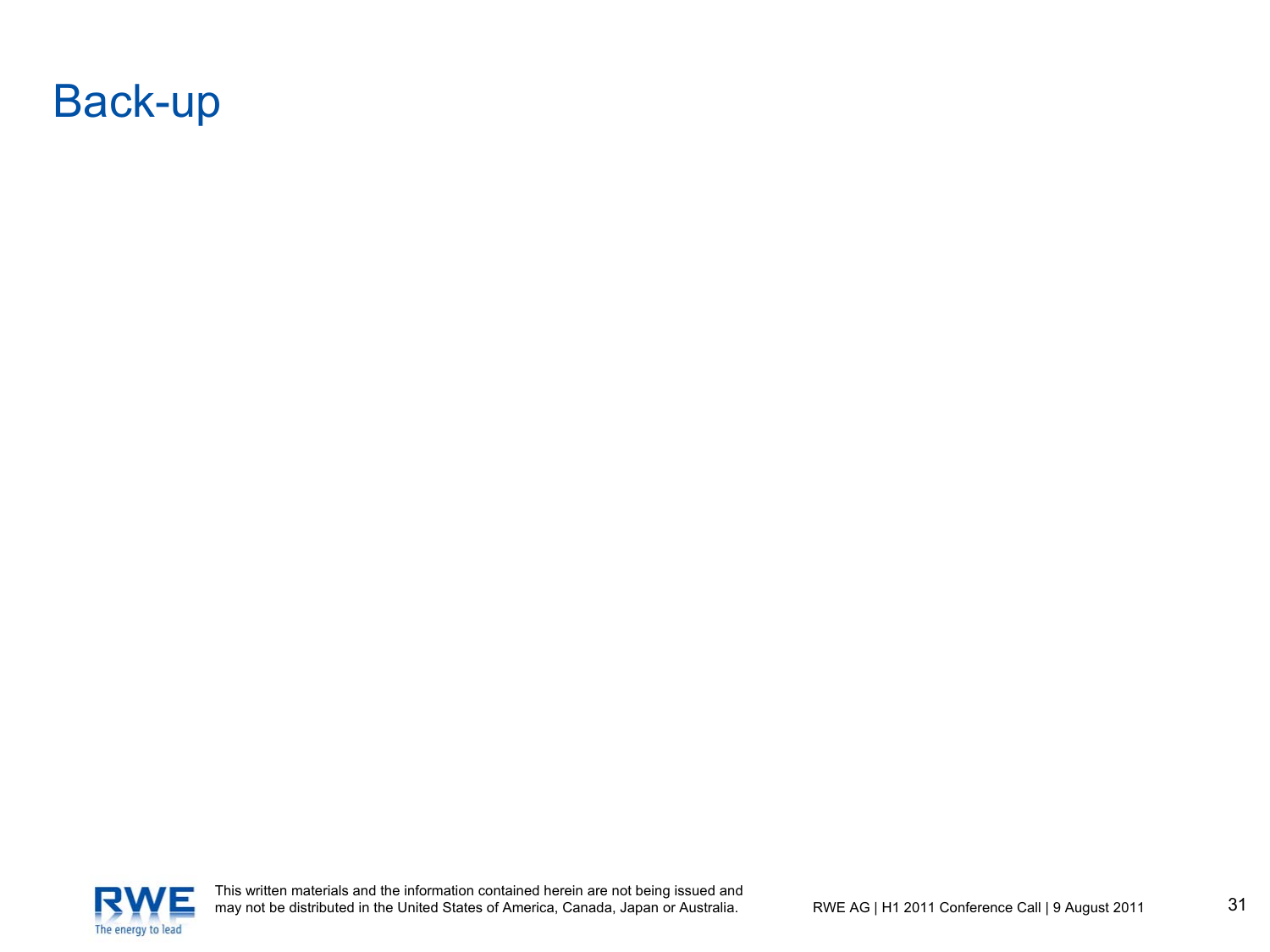# Back-up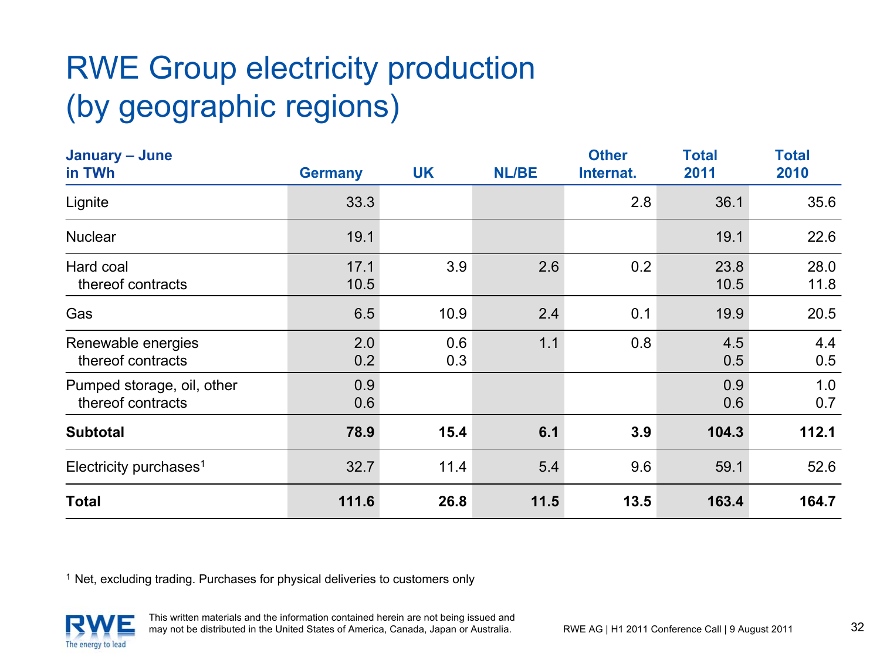# RWE Group electricity production (by geographic regions)

| January – June in TWh | Germany | UK | NL/BE | Other Internat. | Total 2011 | Total 2010 |
|---|---|---|---|---|---|---|
| Lignite | 33.3 | | | 2.8 | 36.1 | 35.6 |
| Nuclear | 19.1 | | | | 19.1 | 22.6 |
| Hard coal | 17.1 | 3.9 | 2.6 | 0.2 | 23.8 | 28.0 |
| thereof contracts | 10.5 | | | | 10.5 | 11.8 |
| Gas | 6.5 | 10.9 | 2.4 | 0.1 | 19.9 | 20.5 |
| Renewable energies | 2.0 | 0.6 | 1.1 | 0.8 | 4.5 | 4.4 |
| thereof contracts | 0.2 | 0.3 | | | 0.5 | 0.5 |
| Pumped storage, oil, other | 0.9 | | | | 0.9 | 1.0 |
| thereof contracts | 0.6 | | | | 0.6 | 0.7 |
| **Subtotal** | **78.9** | **15.4** | **6.1** | **3.9** | **104.3** | **112.1** |
| Electricity purchases[1] | 32.7 | 11.4 | 5.4 | 9.6 | 59.1 | 52.6 |
| **Total** | **111.6** | **26.8** | **11.5** | **13.5** | **163.4** | **164.7** |

[1] Net, excluding trading. Purchases for physical deliveries to customers only

This written materials and the information contained herein are not being issued and may not be distributed in the United States of America, Canada, Japan or Australia.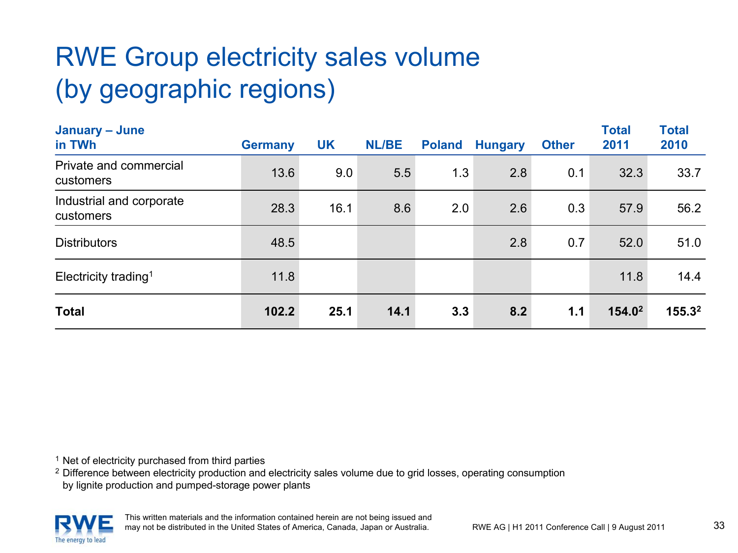# RWE Group electricity sales volume (by geographic regions)

| January – June in TWh | Germany | UK | NL/BE | Poland | Hungary | Other | Total 2011 | Total 2010 |
|---|---|---|---|---|---|---|---|---|
| Private and commercial customers | 13.6 | 9.0 | 5.5 | 1.3 | 2.8 | 0.1 | 32.3 | 33.7 |
| Industrial and corporate customers | 28.3 | 16.1 | 8.6 | 2.0 | 2.6 | 0.3 | 57.9 | 56.2 |
| Distributors | 48.5 | | | | 2.8 | 0.7 | 52.0 | 51.0 |
| Electricity trading[1] | 11.8 | | | | | | 11.8 | 14.4 |
| **Total** | **102.2** | **25.1** | **14.1** | **3.3** | **8.2** | **1.1** | **154.0**[2] | **155.3**[2] |

[1] Net of electricity purchased from third parties

[2] Difference between electricity production and electricity sales volume due to grid losses, operating consumption by lignite production and pumped-storage power plants

This written materials and the information contained herein are not being issued and may not be distributed in the United States of America, Canada, Japan or Australia.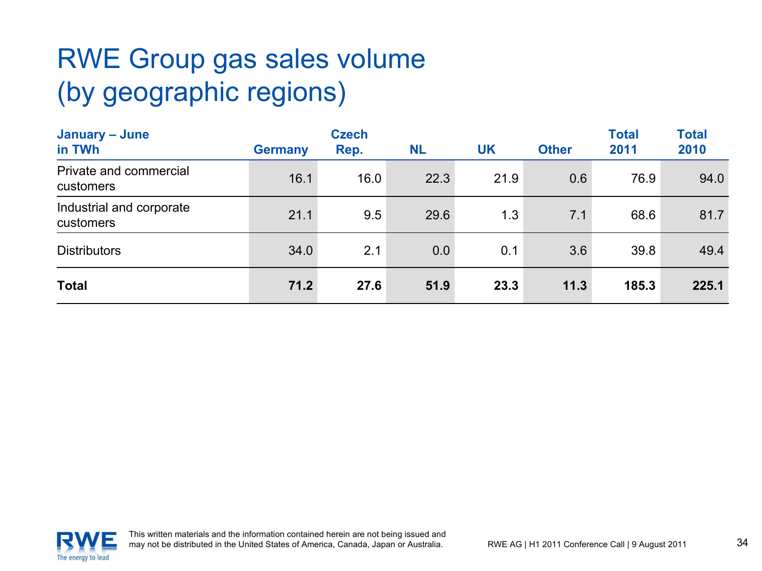# RWE Group gas sales volume (by geographic regions)

| January – June in TWh | Germany | Czech Rep. | NL | UK | Other | Total 2011 | Total 2010 |
|---|---|---|---|---|---|---|---|
| Private and commercial customers | 16.1 | 16.0 | 22.3 | 21.9 | 0.6 | 76.9 | 94.0 |
| Industrial and corporate customers | 21.1 | 9.5 | 29.6 | 1.3 | 7.1 | 68.6 | 81.7 |
| Distributors | 34.0 | 2.1 | 0.0 | 0.1 | 3.6 | 39.8 | 49.4 |
| **Total** | **71.2** | **27.6** | **51.9** | **23.3** | **11.3** | **185.3** | **225.1** |

This written materials and the information contained herein are not being issued and may not be distributed in the United States of America, Canada, Japan or Australia.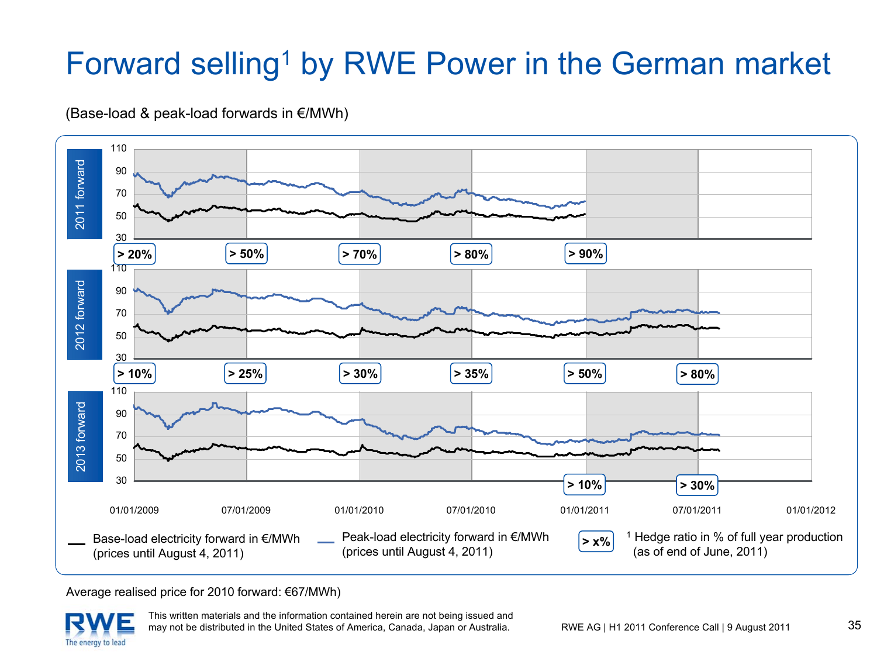# Forward selling[1] by RWE Power in the German market

(Base-load & peak-load forwards in €/MWh)

**2011 forward**

110, 90, 70, 50, 30

> 20% | > 50% | > 70% | > 80% | > 90%

**2012 forward**

110, 90, 70, 50, 30

> 10% | > 25% | > 30% | > 35% | > 50% | > 80%

**2013 forward**

110, 90, 70, 50, 30

> 10% | > 30%

01/01/2009 | 07/01/2009 | 01/01/2010 | 07/01/2010 | 01/01/2011 | 07/01/2011 | 01/01/2012

— Base-load electricity forward in €/MWh (prices until August 4, 2011)

— Peak-load electricity forward in €/MWh (prices until August 4, 2011)

> x% [1] Hedge ratio in % of full year production (as of end of June, 2011)

Average realised price for 2010 forward: €67/MWh)

This written materials and the information contained herein are not being issued and may not be distributed in the United States of America, Canada, Japan or Australia.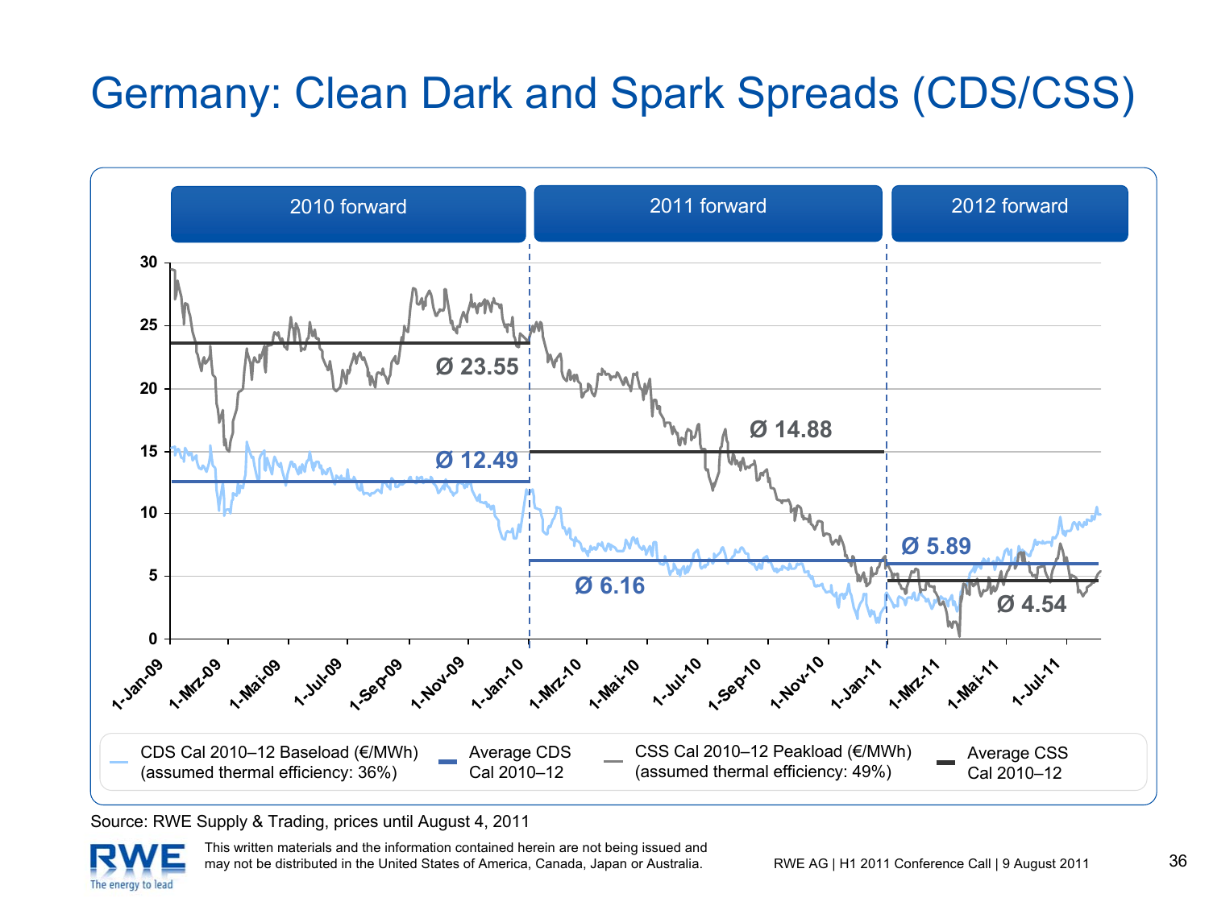# Germany: Clean Dark and Spark Spreads (CDS/CSS)

2010 forward | 2011 forward | 2012 forward

Ø 23.55

Ø 12.49

Ø 14.88

Ø 6.16

Ø 5.89

Ø 4.54

- CDS Cal 2010–12 Baseload (€/MWh) (assumed thermal efficiency: 36%)
- Average CDS Cal 2010–12
- CSS Cal 2010–12 Peakload (€/MWh) (assumed thermal efficiency: 49%)
- Average CSS Cal 2010–12

Source: RWE Supply & Trading, prices until August 4, 2011

This written materials and the information contained herein are not being issued and may not be distributed in the United States of America, Canada, Japan or Australia.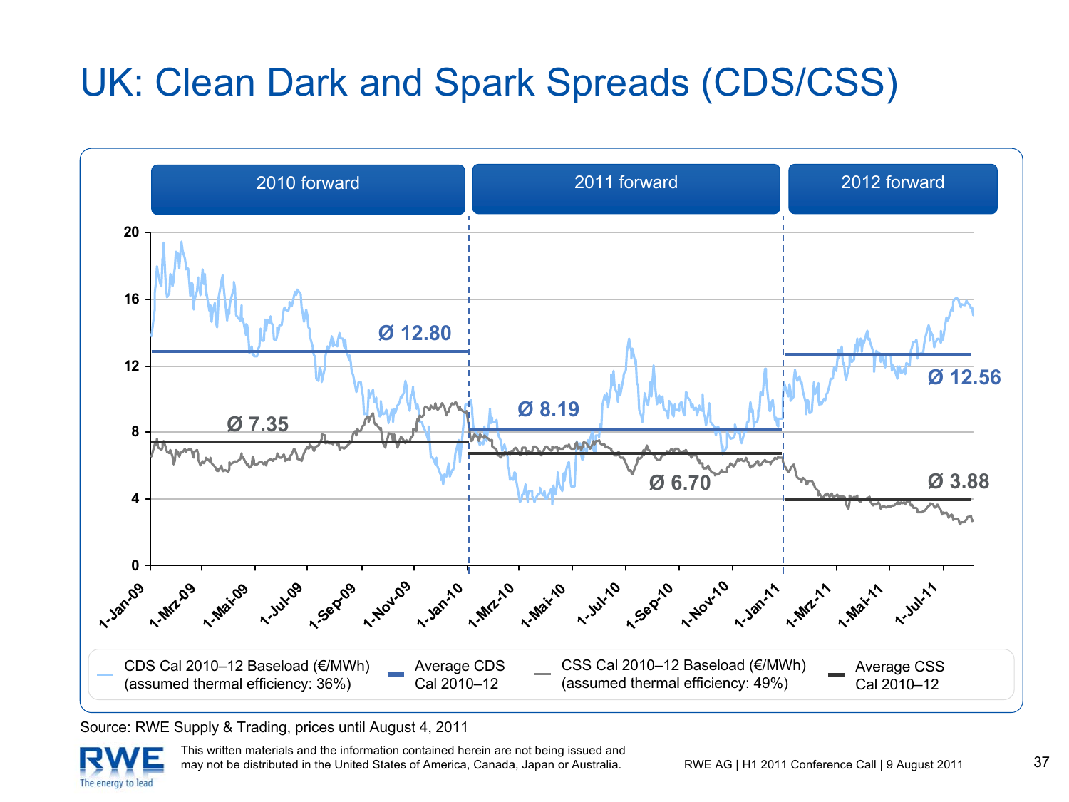# UK: Clean Dark and Spark Spreads (CDS/CSS)

| 2010 forward | 2011 forward | 2012 forward |
|---|---|---|
| Average CDS: Ø 12.80 | Average CDS: Ø 8.19 | Average CDS: Ø 12.56 |
| Average CSS: Ø 7.35 | Average CSS: Ø 6.70 | Average CSS: Ø 3.88 |

Y-axis: 0, 4, 8, 12, 16, 20

X-axis: 1-Jan-09, 1-Mrz-09, 1-Mai-09, 1-Jul-09, 1-Sep-09, 1-Nov-09, 1-Jan-10, 1-Mrz-10, 1-Mai-10, 1-Jul-10, 1-Sep-10, 1-Nov-10, 1-Jan-11, 1-Mrz-11, 1-Mai-11, 1-Jul-11

- CDS Cal 2010–12 Baseload (€/MWh) (assumed thermal efficiency: 36%)
- Average CDS Cal 2010–12
- CSS Cal 2010–12 Baseload (€/MWh) (assumed thermal efficiency: 49%)
- Average CSS Cal 2010–12

Source: RWE Supply & Trading, prices until August 4, 2011

This written materials and the information contained herein are not being issued and may not be distributed in the United States of America, Canada, Japan or Australia.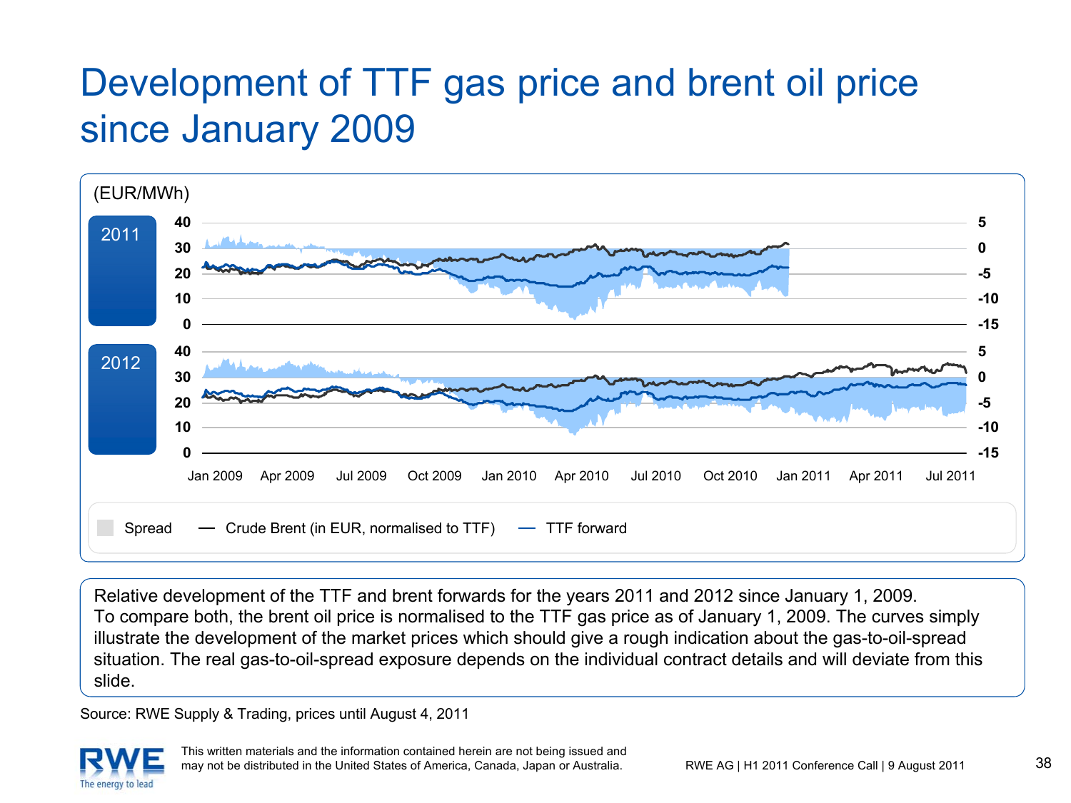# Development of TTF gas price and brent oil price since January 2009

(EUR/MWh)

2011

2012

Spread — Crude Brent (in EUR, normalised to TTF) — TTF forward

Relative development of the TTF and brent forwards for the years 2011 and 2012 since January 1, 2009.
To compare both, the brent oil price is normalised to the TTF gas price as of January 1, 2009. The curves simply illustrate the development of the market prices which should give a rough indication about the gas-to-oil-spread situation. The real gas-to-oil-spread exposure depends on the individual contract details and will deviate from this slide.

Source: RWE Supply & Trading, prices until August 4, 2011

This written materials and the information contained herein are not being issued and may not be distributed in the United States of America, Canada, Japan or Australia.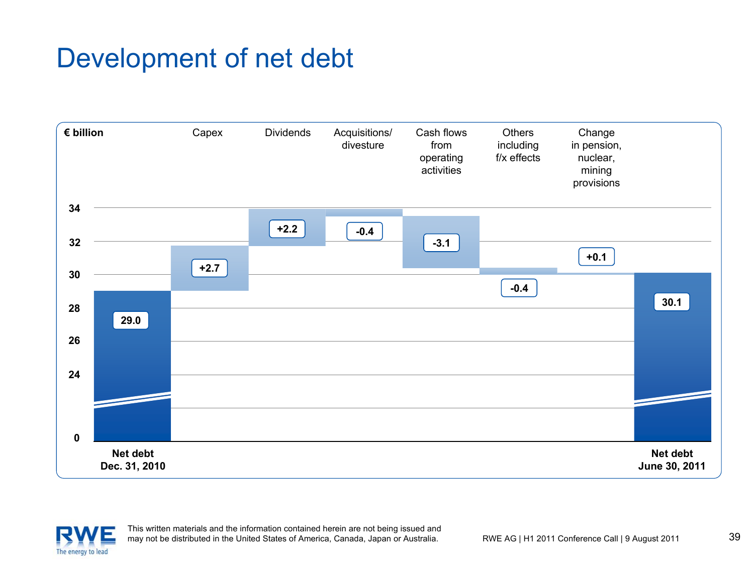# Development of net debt

€ billion

| | Net debt Dec. 31, 2010 | Capex | Dividends | Acquisitions/ divesture | Cash flows from operating activities | Others including f/x effects | Change in pension, nuclear, mining provisions | Net debt June 30, 2011 |
|---|---|---|---|---|---|---|---|---|
| | 29.0 | +2.7 | +2.2 | -0.4 | -3.1 | -0.4 | +0.1 | 30.1 |

This written materials and the information contained herein are not being issued and may not be distributed in the United States of America, Canada, Japan or Australia.

RWE AG | H1 2011 Conference Call | 9 August 2011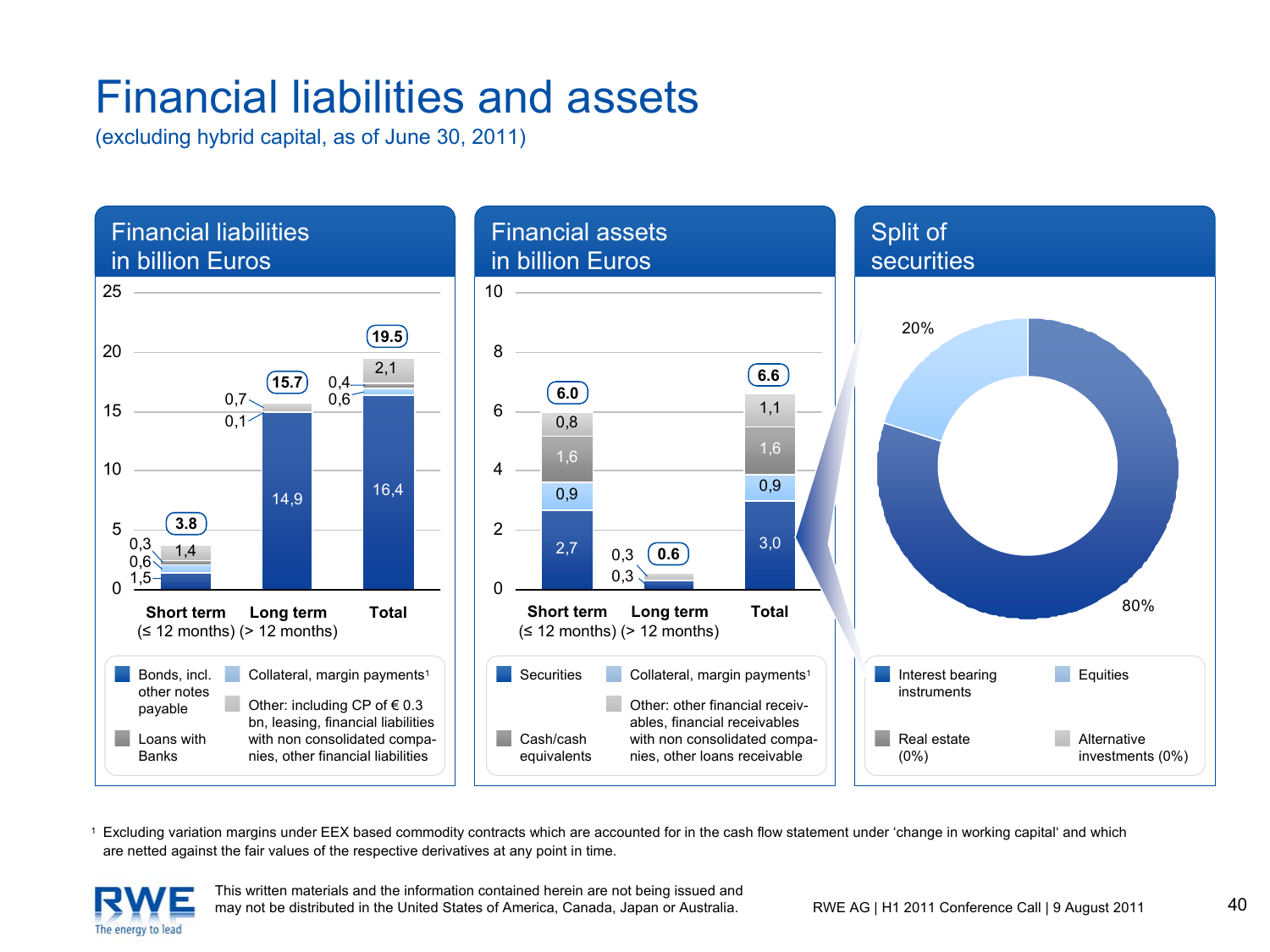# Financial liabilities and assets

(excluding hybrid capital, as of June 30, 2011)

## Financial liabilities in billion Euros

| | Short term (≤ 12 months) | Long term (> 12 months) | Total |
|---|---|---|---|
| Bonds, incl. other notes payable | 1,5 | 14,9 | 16,4 |
| Collateral, margin payments[1] | 0,6 | 0,1 | 0,6 |
| Loans with Banks | 0,3 | 0,7 | 0,4 |
| Other: including CP of € 0.3 bn, leasing, financial liabilities with non consolidated companies, other financial liabilities | 1,4 | | 2,1 |
| **Total** | **3.8** | **15.7** | **19.5** |

## Financial assets in billion Euros

| | Short term (≤ 12 months) | Long term (> 12 months) | Total |
|---|---|---|---|
| Securities | 2,7 | 0,3 | 3,0 |
| Collateral, margin payments[1] | 0,9 | | 0,9 |
| Cash/cash equivalents | 1,6 | | 1,6 |
| Other: other financial receivables, financial receivables with non consolidated companies, other loans receivable | 0,8 | 0,3 | 1,1 |
| **Total** | **6.0** | **0.6** | **6.6** |

## Split of securities

| | Share |
|---|---|
| Interest bearing instruments | 80% |
| Equities | 20% |
| Real estate | (0%) |
| Alternative investments | (0%) |

[1] Excluding variation margins under EEX based commodity contracts which are accounted for in the cash flow statement under 'change in working capital' and which are netted against the fair values of the respective derivatives at any point in time.

This written materials and the information contained herein are not being issued and may not be distributed in the United States of America, Canada, Japan or Australia.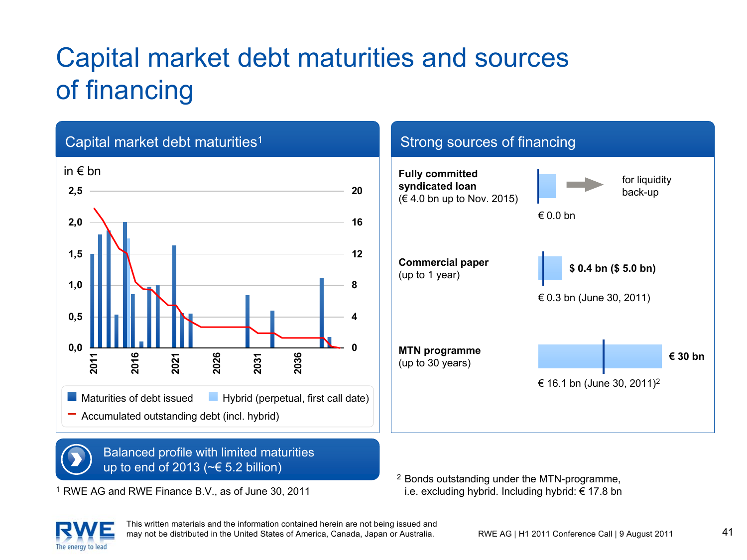# Capital market debt maturities and sources of financing

## Capital market debt maturities[1]

in € bn

Left axis: 0,0 – 0,5 – 1,0 – 1,5 – 2,0 – 2,5
Right axis: 0 – 4 – 8 – 12 – 16 – 20
X-axis: 2011, 2016, 2021, 2026, 2031, 2036

- Maturities of debt issued
- Hybrid (perpetual, first call date)
- Accumulated outstanding debt (incl. hybrid)

**Balanced profile with limited maturities up to end of 2013 (~€ 5.2 billion)**

[1] RWE AG and RWE Finance B.V., as of June 30, 2011

## Strong sources of financing

**Fully committed syndicated loan**
(€ 4.0 bn up to Nov. 2015)
€ 0.0 bn — for liquidity back-up

**Commercial paper**
(up to 1 year)
$ 0.4 bn ($ 5.0 bn)
€ 0.3 bn (June 30, 2011)

**MTN programme**
(up to 30 years)
€ 30 bn
€ 16.1 bn (June 30, 2011)[2]

[2] Bonds outstanding under the MTN-programme, i.e. excluding hybrid. Including hybrid: € 17.8 bn

This written materials and the information contained herein are not being issued and may not be distributed in the United States of America, Canada, Japan or Australia.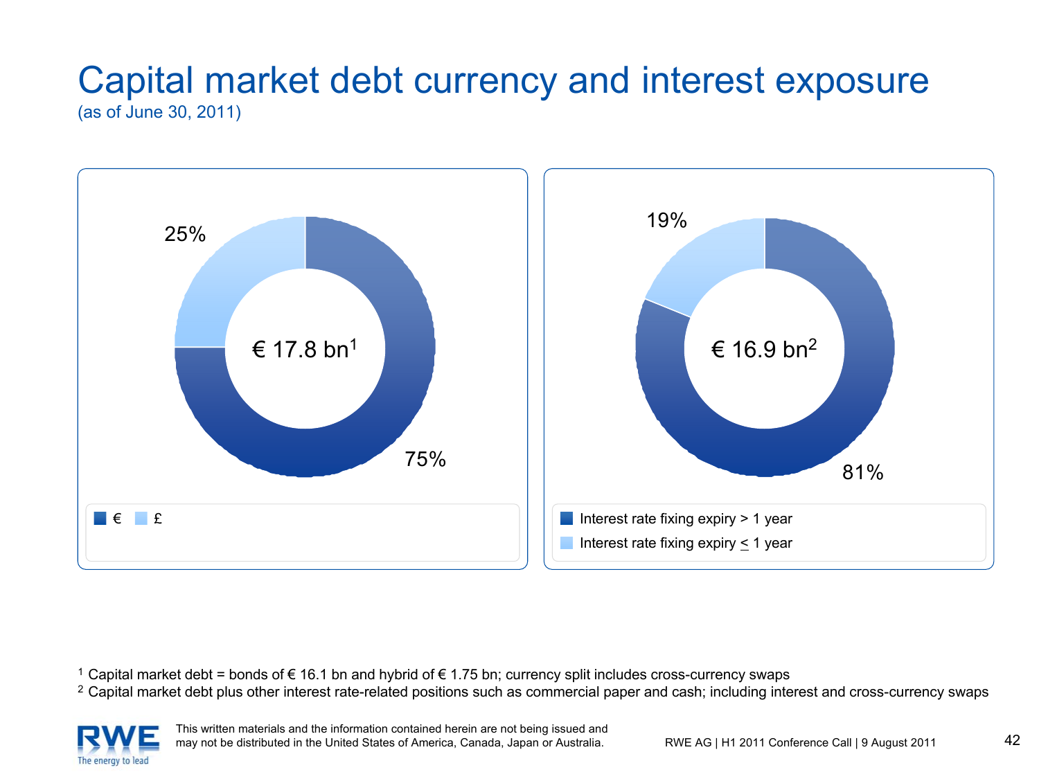# Capital market debt currency and interest exposure

(as of June 30, 2011)

€ 17.8 bn[1]

- €: 75%
- £: 25%

€ 16.9 bn[2]

- Interest rate fixing expiry > 1 year: 81%
- Interest rate fixing expiry ≤ 1 year: 19%

[1] Capital market debt = bonds of € 16.1 bn and hybrid of € 1.75 bn; currency split includes cross-currency swaps

[2] Capital market debt plus other interest rate-related positions such as commercial paper and cash; including interest and cross-currency swaps

This written materials and the information contained herein are not being issued and may not be distributed in the United States of America, Canada, Japan or Australia.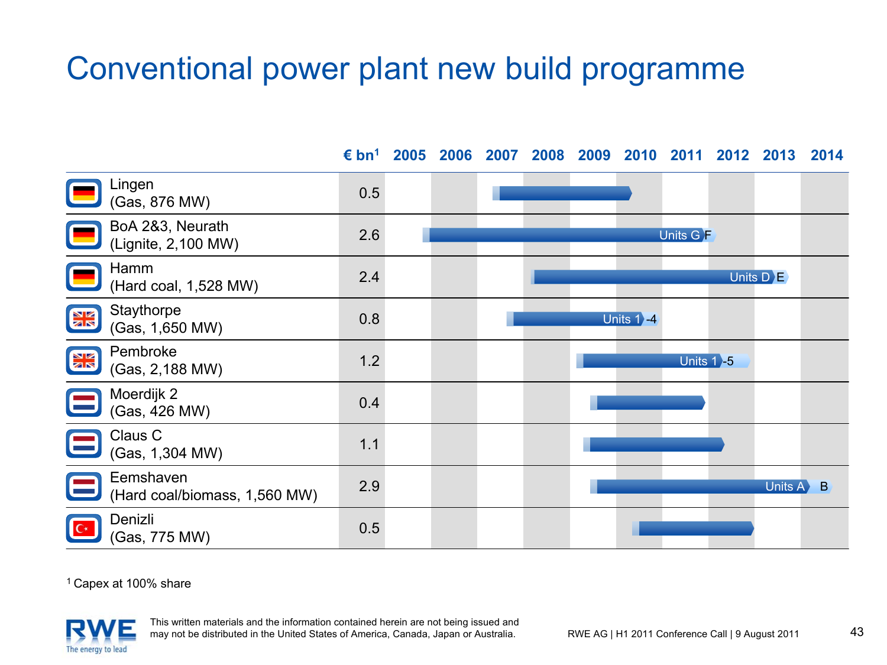# Conventional power plant new build programme

| | € bn[1] | 2005 | 2006 | 2007 | 2008 | 2009 | 2010 | 2011 | 2012 | 2013 | 2014 |
|---|---|---|---|---|---|---|---|---|---|---|---|
| Lingen (Gas, 876 MW) | 0.5 | | | | | | | | | | |
| BoA 2&3, Neurath (Lignite, 2,100 MW) | 2.6 | | | | | | | Units G | F | | |
| Hamm (Hard coal, 1,528 MW) | 2.4 | | | | | | | | Units D | E | |
| Staythorpe (Gas, 1,650 MW) | 0.8 | | | | | | Units 1 | -4 | | | |
| Pembroke (Gas, 2,188 MW) | 1.2 | | | | | | | Units 1 | -5 | | |
| Moerdijk 2 (Gas, 426 MW) | 0.4 | | | | | | | | | | |
| Claus C (Gas, 1,304 MW) | 1.1 | | | | | | | | | | |
| Eemshaven (Hard coal/biomass, 1,560 MW) | 2.9 | | | | | | | | | Units A | B |
| Denizli (Gas, 775 MW) | 0.5 | | | | | | | | | | |

[1] Capex at 100% share

This written materials and the information contained herein are not being issued and may not be distributed in the United States of America, Canada, Japan or Australia.

RWE AG | H1 2011 Conference Call | 9 August 2011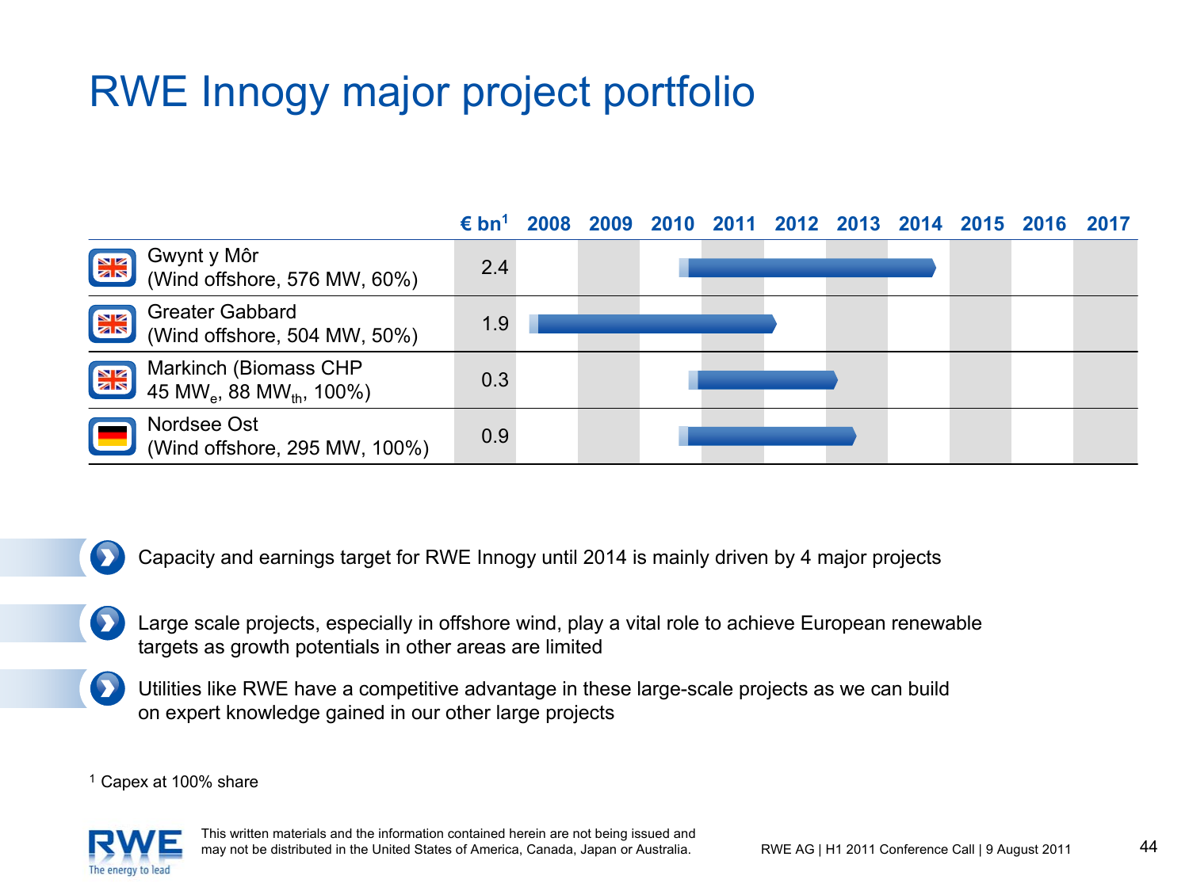# RWE Innogy major project portfolio

| | € bn[1] | 2008 | 2009 | 2010 | 2011 | 2012 | 2013 | 2014 | 2015 | 2016 | 2017 |
|---|---|---|---|---|---|---|---|---|---|---|---|
| Gwynt y Môr (Wind offshore, 576 MW, 60%) | 2.4 | | | ■ | ■ | ■ | ■ | ■ | | | |
| Greater Gabbard (Wind offshore, 504 MW, 50%) | 1.9 | ■ | ■ | ■ | ■ | | | | | | |
| Markinch (Biomass CHP 45 $MW_e$, 88 $MW_{th}$, 100%) | 0.3 | | | ■ | ■ | ■ | | | | | |
| Nordsee Ost (Wind offshore, 295 MW, 100%) | 0.9 | | | ■ | ■ | ■ | ■ | | | | |

- Capacity and earnings target for RWE Innogy until 2014 is mainly driven by 4 major projects
- Large scale projects, especially in offshore wind, play a vital role to achieve European renewable targets as growth potentials in other areas are limited
- Utilities like RWE have a competitive advantage in these large-scale projects as we can build on expert knowledge gained in our other large projects

[1] Capex at 100% share

This written materials and the information contained herein are not being issued and may not be distributed in the United States of America, Canada, Japan or Australia.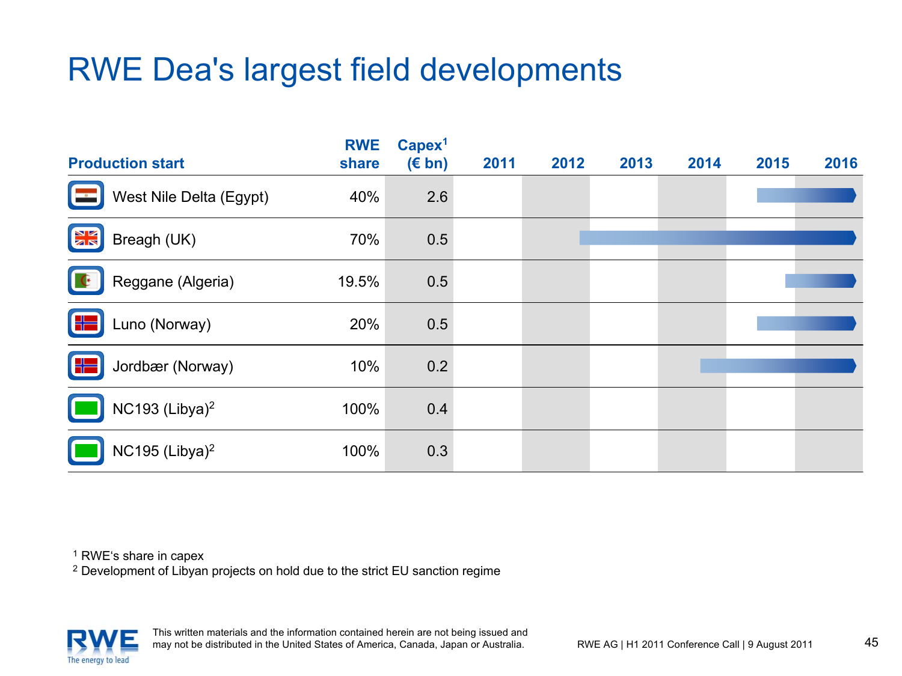# RWE Dea's largest field developments

| Production start | RWE share | Capex[1] (€ bn) | 2011 | 2012 | 2013 | 2014 | 2015 | 2016 |
|---|---|---|---|---|---|---|---|---|
| West Nile Delta (Egypt) | 40% | 2.6 | | | | | → | → |
| Breagh (UK) | 70% | 0.5 | | → | → | → | → | → |
| Reggane (Algeria) | 19.5% | 0.5 | | | | | → | → |
| Luno (Norway) | 20% | 0.5 | | | | | → | → |
| Jordbær (Norway) | 10% | 0.2 | | | | → | → | → |
| NC193 (Libya)[2] | 100% | 0.4 | | | | | | |
| NC195 (Libya)[2] | 100% | 0.3 | | | | | | |

[1] RWE's share in capex

[2] Development of Libyan projects on hold due to the strict EU sanction regime

This written materials and the information contained herein are not being issued and may not be distributed in the United States of America, Canada, Japan or Australia.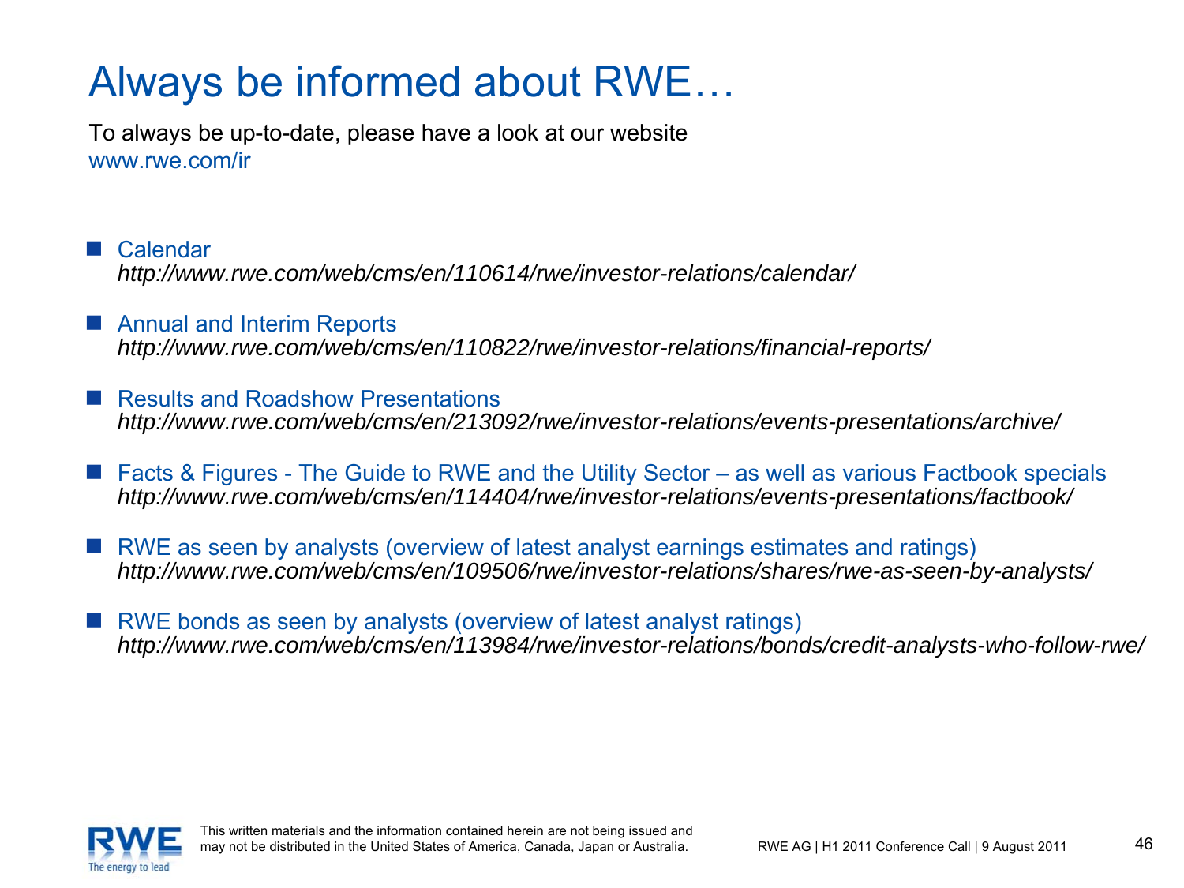# Always be informed about RWE…

To always be up-to-date, please have a look at our website
www.rwe.com/ir

- Calendar
  *http://www.rwe.com/web/cms/en/110614/rwe/investor-relations/calendar/*

- Annual and Interim Reports
  *http://www.rwe.com/web/cms/en/110822/rwe/investor-relations/financial-reports/*

- Results and Roadshow Presentations
  *http://www.rwe.com/web/cms/en/213092/rwe/investor-relations/events-presentations/archive/*

- Facts & Figures - The Guide to RWE and the Utility Sector – as well as various Factbook specials
  *http://www.rwe.com/web/cms/en/114404/rwe/investor-relations/events-presentations/factbook/*

- RWE as seen by analysts (overview of latest analyst earnings estimates and ratings)
  *http://www.rwe.com/web/cms/en/109506/rwe/investor-relations/shares/rwe-as-seen-by-analysts/*

- RWE bonds as seen by analysts (overview of latest analyst ratings)
  *http://www.rwe.com/web/cms/en/113984/rwe/investor-relations/bonds/credit-analysts-who-follow-rwe/*

This written materials and the information contained herein are not being issued and may not be distributed in the United States of America, Canada, Japan or Australia.